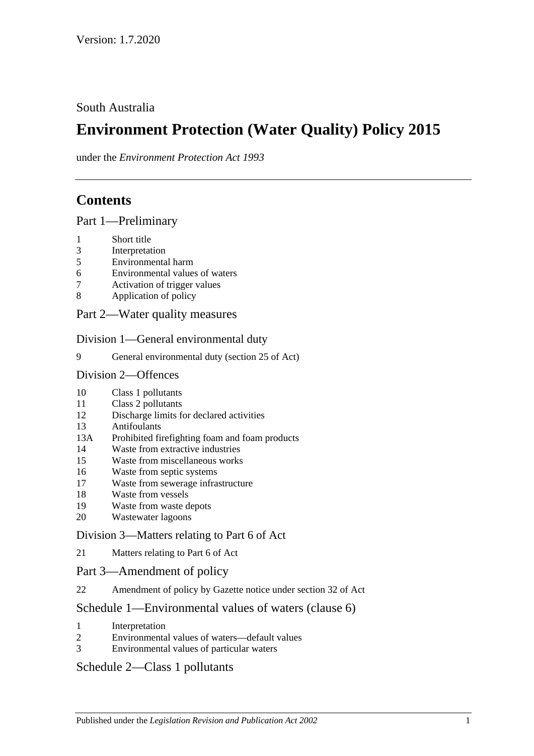Version: 1.7.2020

South Australia

# Environment Protection (Water Quality) Policy 2015

under the *Environment Protection Act 1993*

## Contents

Part 1—Preliminary

1 Short title
3 Interpretation
5 Environmental harm
6 Environmental values of waters
7 Activation of trigger values
8 Application of policy

Part 2—Water quality measures

Division 1—General environmental duty

9 General environmental duty (section 25 of Act)

Division 2—Offences

10 Class 1 pollutants
11 Class 2 pollutants
12 Discharge limits for declared activities
13 Antifoulants
13A Prohibited firefighting foam and foam products
14 Waste from extractive industries
15 Waste from miscellaneous works
16 Waste from septic systems
17 Waste from sewerage infrastructure
18 Waste from vessels
19 Waste from waste depots
20 Wastewater lagoons

Division 3—Matters relating to Part 6 of Act

21 Matters relating to Part 6 of Act

Part 3—Amendment of policy

22 Amendment of policy by Gazette notice under section 32 of Act

Schedule 1—Environmental values of waters (clause 6)

1 Interpretation
2 Environmental values of waters—default values
3 Environmental values of particular waters

Schedule 2—Class 1 pollutants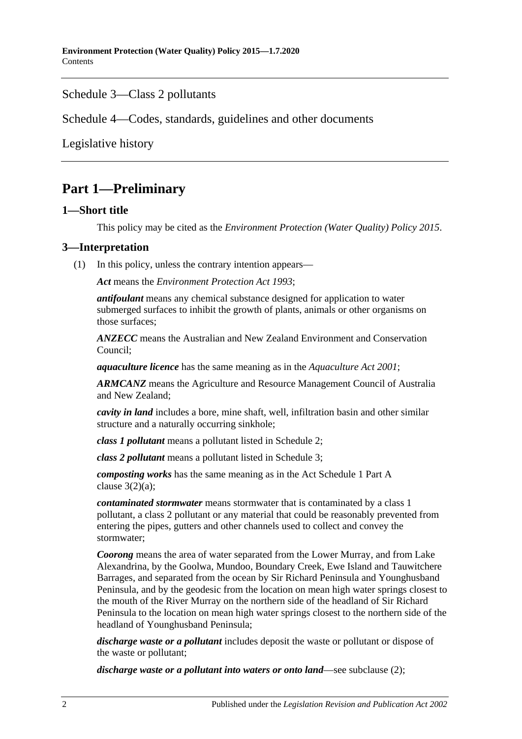Schedule 3—Class 2 pollutants

Schedule 4—Codes, standards, guidelines and other documents

Legislative history

# Part 1—Preliminary

## 1—Short title

This policy may be cited as the *Environment Protection (Water Quality) Policy 2015*.

## 3—Interpretation

(1) In this policy, unless the contrary intention appears—

***Act*** means the *Environment Protection Act 1993*;

***antifoulant*** means any chemical substance designed for application to water submerged surfaces to inhibit the growth of plants, animals or other organisms on those surfaces;

***ANZECC*** means the Australian and New Zealand Environment and Conservation Council;

***aquaculture licence*** has the same meaning as in the *Aquaculture Act 2001*;

***ARMCANZ*** means the Agriculture and Resource Management Council of Australia and New Zealand;

***cavity in land*** includes a bore, mine shaft, well, infiltration basin and other similar structure and a naturally occurring sinkhole;

***class 1 pollutant*** means a pollutant listed in Schedule 2;

***class 2 pollutant*** means a pollutant listed in Schedule 3;

***composting works*** has the same meaning as in the Act Schedule 1 Part A clause 3(2)(a);

***contaminated stormwater*** means stormwater that is contaminated by a class 1 pollutant, a class 2 pollutant or any material that could be reasonably prevented from entering the pipes, gutters and other channels used to collect and convey the stormwater;

***Coorong*** means the area of water separated from the Lower Murray, and from Lake Alexandrina, by the Goolwa, Mundoo, Boundary Creek, Ewe Island and Tauwitchere Barrages, and separated from the ocean by Sir Richard Peninsula and Younghusband Peninsula, and by the geodesic from the location on mean high water springs closest to the mouth of the River Murray on the northern side of the headland of Sir Richard Peninsula to the location on mean high water springs closest to the northern side of the headland of Younghusband Peninsula;

***discharge waste or a pollutant*** includes deposit the waste or pollutant or dispose of the waste or pollutant;

***discharge waste or a pollutant into waters or onto land***—see subclause (2);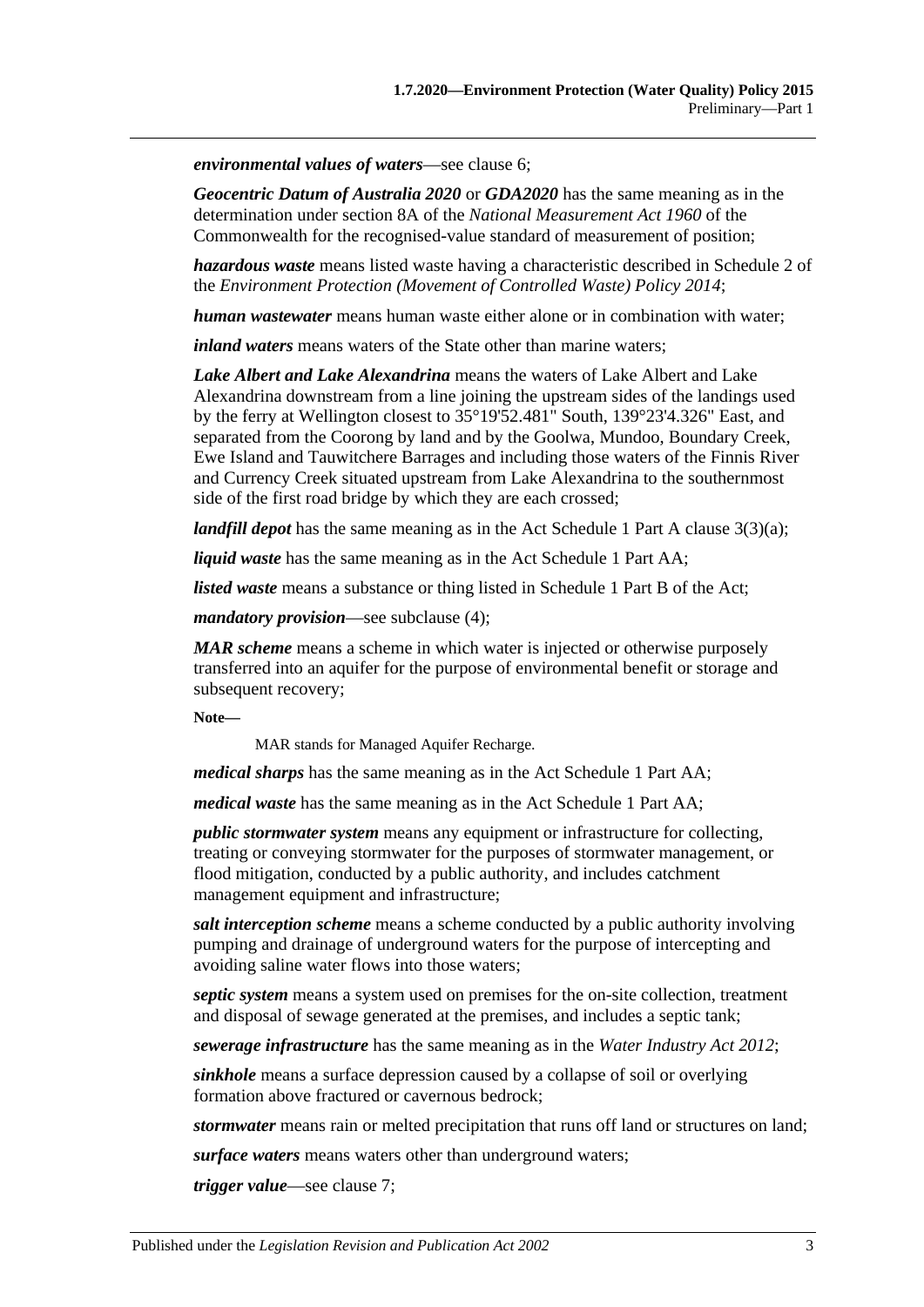***environmental values of waters***—see clause 6;

***Geocentric Datum of Australia 2020*** or ***GDA2020*** has the same meaning as in the determination under section 8A of the *National Measurement Act 1960* of the Commonwealth for the recognised-value standard of measurement of position;

***hazardous waste*** means listed waste having a characteristic described in Schedule 2 of the *Environment Protection (Movement of Controlled Waste) Policy 2014*;

***human wastewater*** means human waste either alone or in combination with water;

***inland waters*** means waters of the State other than marine waters;

***Lake Albert and Lake Alexandrina*** means the waters of Lake Albert and Lake Alexandrina downstream from a line joining the upstream sides of the landings used by the ferry at Wellington closest to 35°19'52.481" South, 139°23'4.326" East, and separated from the Coorong by land and by the Goolwa, Mundoo, Boundary Creek, Ewe Island and Tauwitchere Barrages and including those waters of the Finnis River and Currency Creek situated upstream from Lake Alexandrina to the southernmost side of the first road bridge by which they are each crossed;

***landfill depot*** has the same meaning as in the Act Schedule 1 Part A clause 3(3)(a);

***liquid waste*** has the same meaning as in the Act Schedule 1 Part AA;

***listed waste*** means a substance or thing listed in Schedule 1 Part B of the Act;

***mandatory provision***—see subclause (4);

***MAR scheme*** means a scheme in which water is injected or otherwise purposely transferred into an aquifer for the purpose of environmental benefit or storage and subsequent recovery;

**Note—**

MAR stands for Managed Aquifer Recharge.

***medical sharps*** has the same meaning as in the Act Schedule 1 Part AA;

***medical waste*** has the same meaning as in the Act Schedule 1 Part AA;

***public stormwater system*** means any equipment or infrastructure for collecting, treating or conveying stormwater for the purposes of stormwater management, or flood mitigation, conducted by a public authority, and includes catchment management equipment and infrastructure;

***salt interception scheme*** means a scheme conducted by a public authority involving pumping and drainage of underground waters for the purpose of intercepting and avoiding saline water flows into those waters;

***septic system*** means a system used on premises for the on-site collection, treatment and disposal of sewage generated at the premises, and includes a septic tank;

***sewerage infrastructure*** has the same meaning as in the *Water Industry Act 2012*;

***sinkhole*** means a surface depression caused by a collapse of soil or overlying formation above fractured or cavernous bedrock;

***stormwater*** means rain or melted precipitation that runs off land or structures on land;

***surface waters*** means waters other than underground waters;

***trigger value***—see clause 7;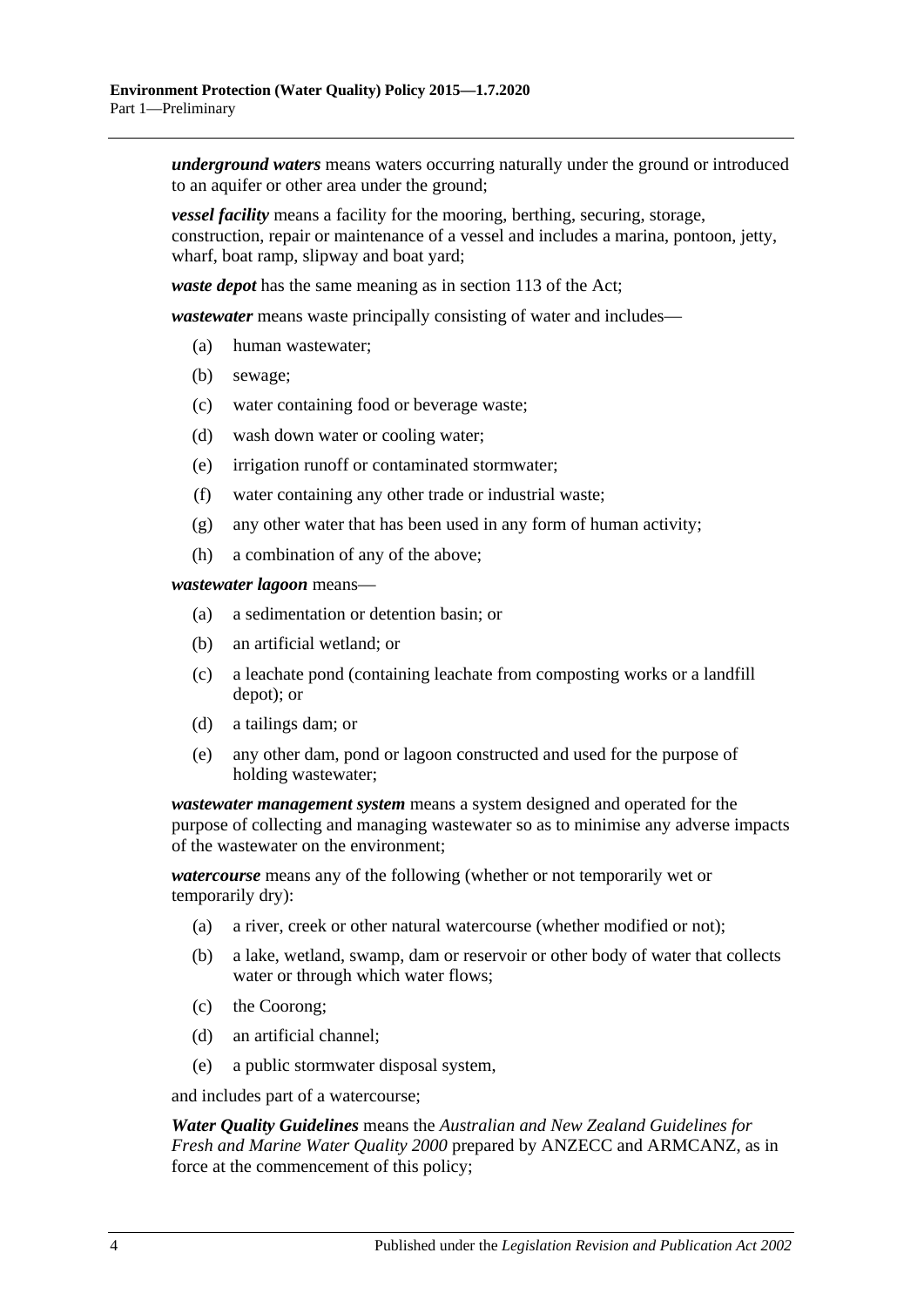***underground waters*** means waters occurring naturally under the ground or introduced to an aquifer or other area under the ground;

***vessel facility*** means a facility for the mooring, berthing, securing, storage, construction, repair or maintenance of a vessel and includes a marina, pontoon, jetty, wharf, boat ramp, slipway and boat yard;

***waste depot*** has the same meaning as in section 113 of the Act;

***wastewater*** means waste principally consisting of water and includes—

- (a) human wastewater;
- (b) sewage;
- (c) water containing food or beverage waste;
- (d) wash down water or cooling water;
- (e) irrigation runoff or contaminated stormwater;
- (f) water containing any other trade or industrial waste;
- (g) any other water that has been used in any form of human activity;
- (h) a combination of any of the above;

***wastewater lagoon*** means—

- (a) a sedimentation or detention basin; or
- (b) an artificial wetland; or
- (c) a leachate pond (containing leachate from composting works or a landfill depot); or
- (d) a tailings dam; or
- (e) any other dam, pond or lagoon constructed and used for the purpose of holding wastewater;

***wastewater management system*** means a system designed and operated for the purpose of collecting and managing wastewater so as to minimise any adverse impacts of the wastewater on the environment;

***watercourse*** means any of the following (whether or not temporarily wet or temporarily dry):

- (a) a river, creek or other natural watercourse (whether modified or not);
- (b) a lake, wetland, swamp, dam or reservoir or other body of water that collects water or through which water flows;
- (c) the Coorong;
- (d) an artificial channel;
- (e) a public stormwater disposal system,

and includes part of a watercourse;

***Water Quality Guidelines*** means the *Australian and New Zealand Guidelines for Fresh and Marine Water Quality 2000* prepared by ANZECC and ARMCANZ, as in force at the commencement of this policy;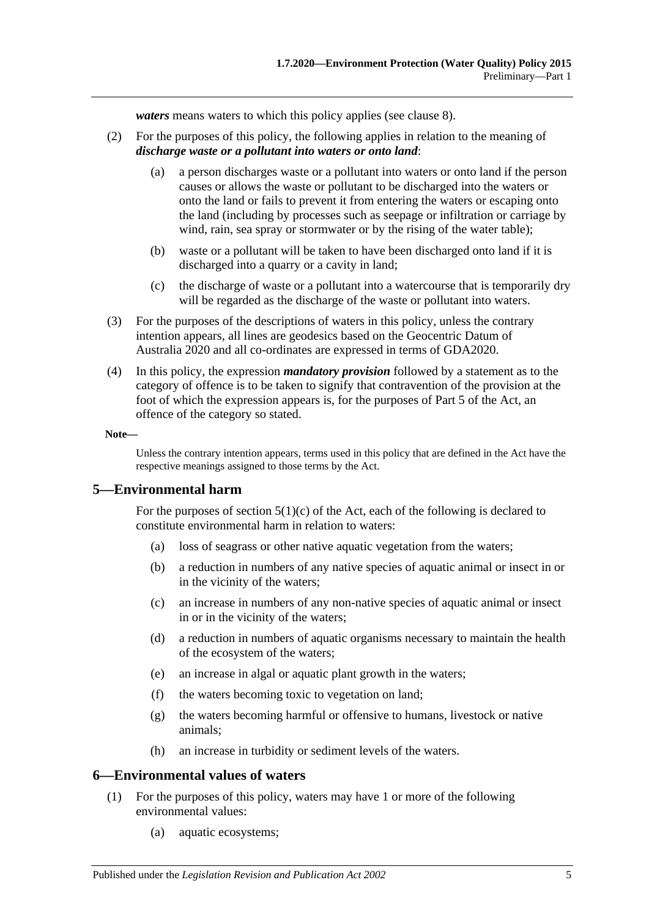***waters*** means waters to which this policy applies (see clause 8).

(2) For the purposes of this policy, the following applies in relation to the meaning of ***discharge waste or a pollutant into waters or onto land***:

(a) a person discharges waste or a pollutant into waters or onto land if the person causes or allows the waste or pollutant to be discharged into the waters or onto the land or fails to prevent it from entering the waters or escaping onto the land (including by processes such as seepage or infiltration or carriage by wind, rain, sea spray or stormwater or by the rising of the water table);

(b) waste or a pollutant will be taken to have been discharged onto land if it is discharged into a quarry or a cavity in land;

(c) the discharge of waste or a pollutant into a watercourse that is temporarily dry will be regarded as the discharge of the waste or pollutant into waters.

(3) For the purposes of the descriptions of waters in this policy, unless the contrary intention appears, all lines are geodesics based on the Geocentric Datum of Australia 2020 and all co-ordinates are expressed in terms of GDA2020.

(4) In this policy, the expression ***mandatory provision*** followed by a statement as to the category of offence is to be taken to signify that contravention of the provision at the foot of which the expression appears is, for the purposes of Part 5 of the Act, an offence of the category so stated.

**Note—**

Unless the contrary intention appears, terms used in this policy that are defined in the Act have the respective meanings assigned to those terms by the Act.

## 5—Environmental harm

For the purposes of section 5(1)(c) of the Act, each of the following is declared to constitute environmental harm in relation to waters:

(a) loss of seagrass or other native aquatic vegetation from the waters;

(b) a reduction in numbers of any native species of aquatic animal or insect in or in the vicinity of the waters;

(c) an increase in numbers of any non-native species of aquatic animal or insect in or in the vicinity of the waters;

(d) a reduction in numbers of aquatic organisms necessary to maintain the health of the ecosystem of the waters;

(e) an increase in algal or aquatic plant growth in the waters;

(f) the waters becoming toxic to vegetation on land;

(g) the waters becoming harmful or offensive to humans, livestock or native animals;

(h) an increase in turbidity or sediment levels of the waters.

## 6—Environmental values of waters

(1) For the purposes of this policy, waters may have 1 or more of the following environmental values:

(a) aquatic ecosystems;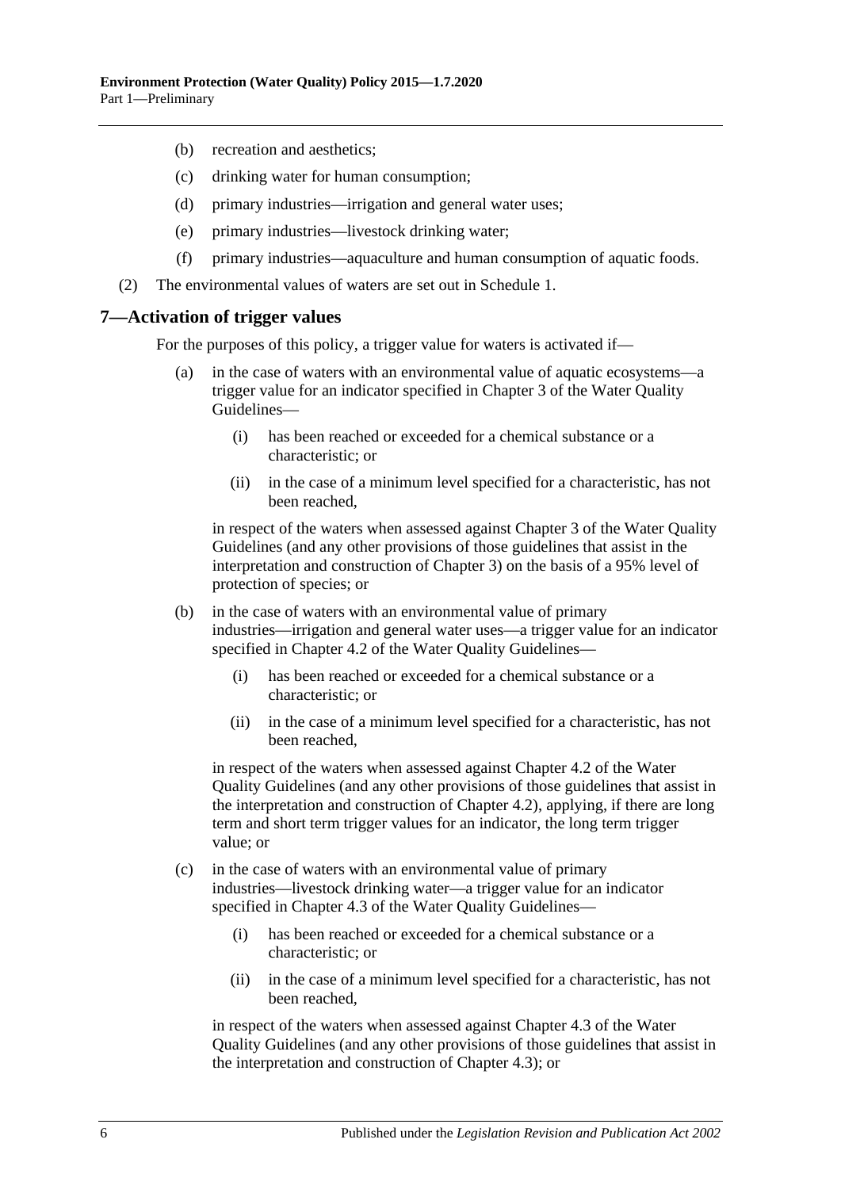(b) recreation and aesthetics;

(c) drinking water for human consumption;

(d) primary industries—irrigation and general water uses;

(e) primary industries—livestock drinking water;

(f) primary industries—aquaculture and human consumption of aquatic foods.

(2) The environmental values of waters are set out in Schedule 1.

## 7—Activation of trigger values

For the purposes of this policy, a trigger value for waters is activated if—

(a) in the case of waters with an environmental value of aquatic ecosystems—a trigger value for an indicator specified in Chapter 3 of the Water Quality Guidelines—

(i) has been reached or exceeded for a chemical substance or a characteristic; or

(ii) in the case of a minimum level specified for a characteristic, has not been reached,

in respect of the waters when assessed against Chapter 3 of the Water Quality Guidelines (and any other provisions of those guidelines that assist in the interpretation and construction of Chapter 3) on the basis of a 95% level of protection of species; or

(b) in the case of waters with an environmental value of primary industries—irrigation and general water uses—a trigger value for an indicator specified in Chapter 4.2 of the Water Quality Guidelines—

(i) has been reached or exceeded for a chemical substance or a characteristic; or

(ii) in the case of a minimum level specified for a characteristic, has not been reached,

in respect of the waters when assessed against Chapter 4.2 of the Water Quality Guidelines (and any other provisions of those guidelines that assist in the interpretation and construction of Chapter 4.2), applying, if there are long term and short term trigger values for an indicator, the long term trigger value; or

(c) in the case of waters with an environmental value of primary industries—livestock drinking water—a trigger value for an indicator specified in Chapter 4.3 of the Water Quality Guidelines—

(i) has been reached or exceeded for a chemical substance or a characteristic; or

(ii) in the case of a minimum level specified for a characteristic, has not been reached,

in respect of the waters when assessed against Chapter 4.3 of the Water Quality Guidelines (and any other provisions of those guidelines that assist in the interpretation and construction of Chapter 4.3); or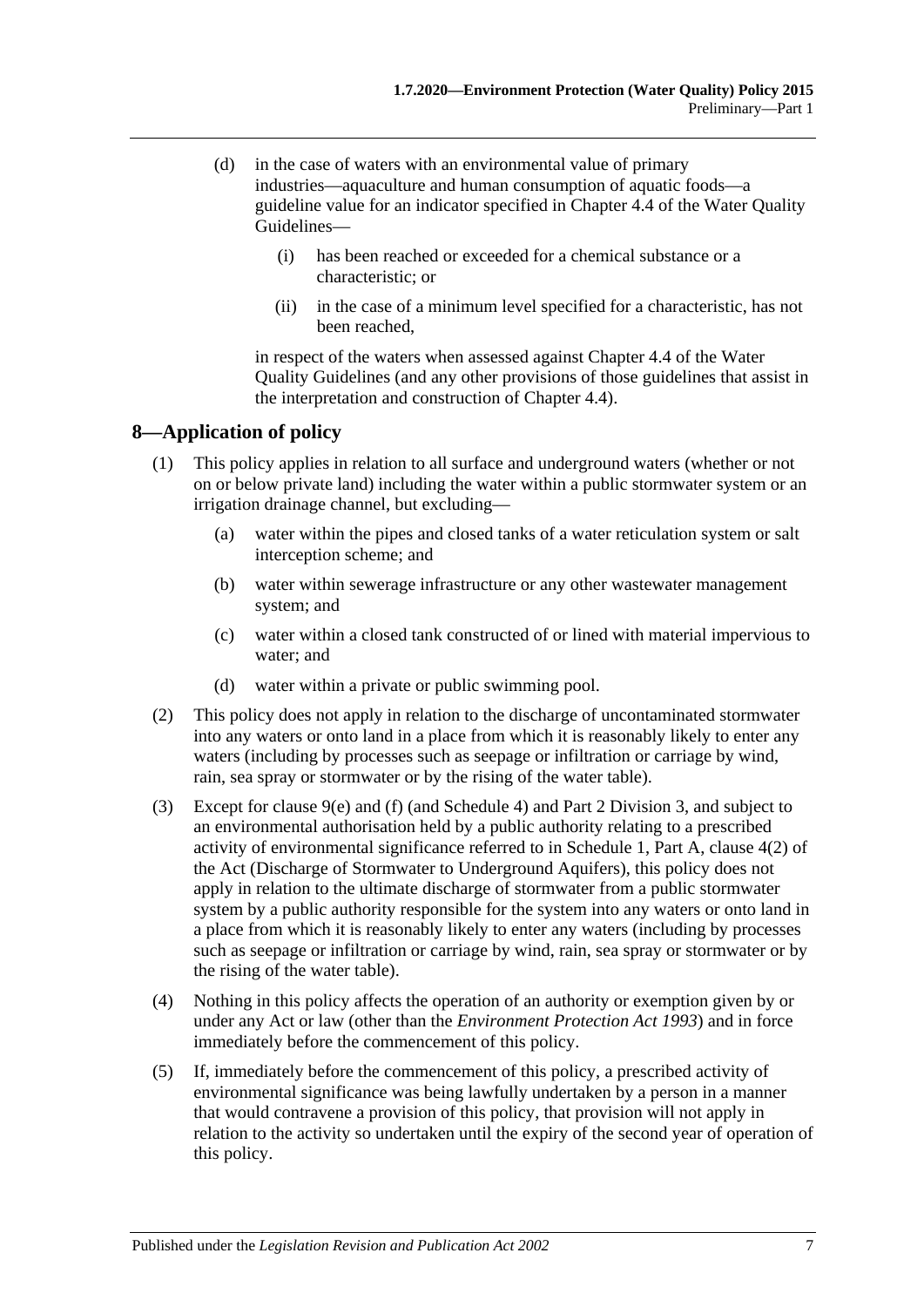(d) in the case of waters with an environmental value of primary industries—aquaculture and human consumption of aquatic foods—a guideline value for an indicator specified in Chapter 4.4 of the Water Quality Guidelines—

(i) has been reached or exceeded for a chemical substance or a characteristic; or

(ii) in the case of a minimum level specified for a characteristic, has not been reached,

in respect of the waters when assessed against Chapter 4.4 of the Water Quality Guidelines (and any other provisions of those guidelines that assist in the interpretation and construction of Chapter 4.4).

## 8—Application of policy

(1) This policy applies in relation to all surface and underground waters (whether or not on or below private land) including the water within a public stormwater system or an irrigation drainage channel, but excluding—

(a) water within the pipes and closed tanks of a water reticulation system or salt interception scheme; and

(b) water within sewerage infrastructure or any other wastewater management system; and

(c) water within a closed tank constructed of or lined with material impervious to water; and

(d) water within a private or public swimming pool.

(2) This policy does not apply in relation to the discharge of uncontaminated stormwater into any waters or onto land in a place from which it is reasonably likely to enter any waters (including by processes such as seepage or infiltration or carriage by wind, rain, sea spray or stormwater or by the rising of the water table).

(3) Except for clause 9(e) and (f) (and Schedule 4) and Part 2 Division 3, and subject to an environmental authorisation held by a public authority relating to a prescribed activity of environmental significance referred to in Schedule 1, Part A, clause 4(2) of the Act (Discharge of Stormwater to Underground Aquifers), this policy does not apply in relation to the ultimate discharge of stormwater from a public stormwater system by a public authority responsible for the system into any waters or onto land in a place from which it is reasonably likely to enter any waters (including by processes such as seepage or infiltration or carriage by wind, rain, sea spray or stormwater or by the rising of the water table).

(4) Nothing in this policy affects the operation of an authority or exemption given by or under any Act or law (other than the *Environment Protection Act 1993*) and in force immediately before the commencement of this policy.

(5) If, immediately before the commencement of this policy, a prescribed activity of environmental significance was being lawfully undertaken by a person in a manner that would contravene a provision of this policy, that provision will not apply in relation to the activity so undertaken until the expiry of the second year of operation of this policy.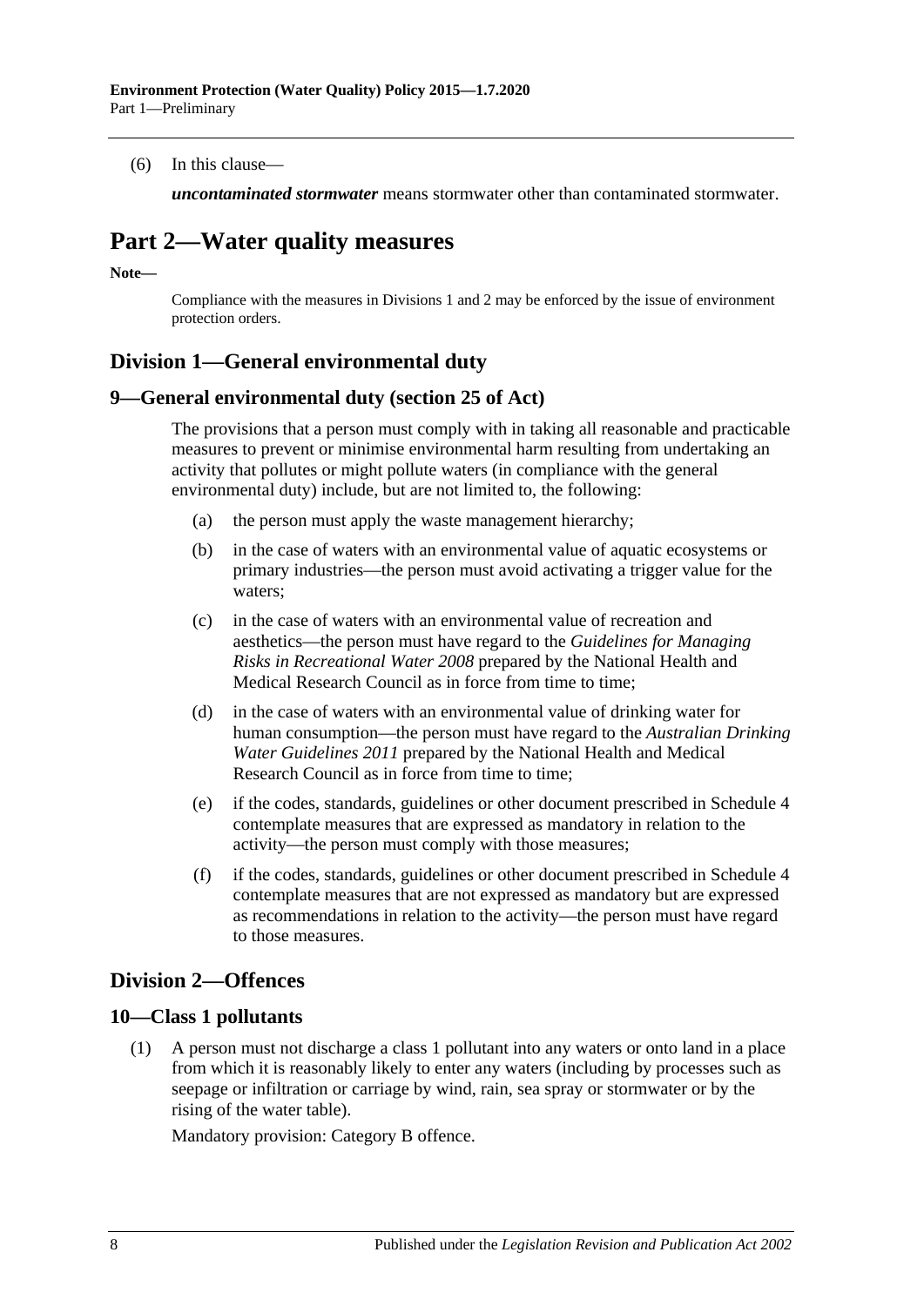(6) In this clause—

***uncontaminated stormwater*** means stormwater other than contaminated stormwater.

# Part 2—Water quality measures

**Note—**

Compliance with the measures in Divisions 1 and 2 may be enforced by the issue of environment protection orders.

## Division 1—General environmental duty

### 9—General environmental duty (section 25 of Act)

The provisions that a person must comply with in taking all reasonable and practicable measures to prevent or minimise environmental harm resulting from undertaking an activity that pollutes or might pollute waters (in compliance with the general environmental duty) include, but are not limited to, the following:

(a) the person must apply the waste management hierarchy;

(b) in the case of waters with an environmental value of aquatic ecosystems or primary industries—the person must avoid activating a trigger value for the waters;

(c) in the case of waters with an environmental value of recreation and aesthetics—the person must have regard to the *Guidelines for Managing Risks in Recreational Water 2008* prepared by the National Health and Medical Research Council as in force from time to time;

(d) in the case of waters with an environmental value of drinking water for human consumption—the person must have regard to the *Australian Drinking Water Guidelines 2011* prepared by the National Health and Medical Research Council as in force from time to time;

(e) if the codes, standards, guidelines or other document prescribed in Schedule 4 contemplate measures that are expressed as mandatory in relation to the activity—the person must comply with those measures;

(f) if the codes, standards, guidelines or other document prescribed in Schedule 4 contemplate measures that are not expressed as mandatory but are expressed as recommendations in relation to the activity—the person must have regard to those measures.

## Division 2—Offences

### 10—Class 1 pollutants

(1) A person must not discharge a class 1 pollutant into any waters or onto land in a place from which it is reasonably likely to enter any waters (including by processes such as seepage or infiltration or carriage by wind, rain, sea spray or stormwater or by the rising of the water table).

Mandatory provision: Category B offence.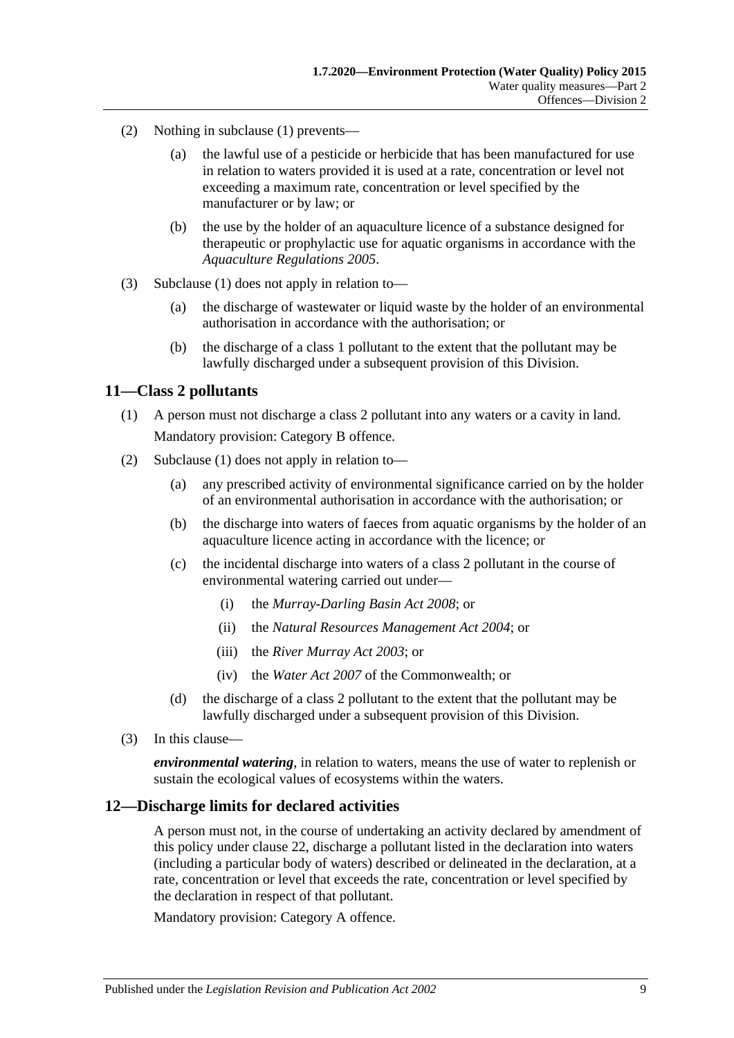(2) Nothing in subclause (1) prevents—

(a) the lawful use of a pesticide or herbicide that has been manufactured for use in relation to waters provided it is used at a rate, concentration or level not exceeding a maximum rate, concentration or level specified by the manufacturer or by law; or

(b) the use by the holder of an aquaculture licence of a substance designed for therapeutic or prophylactic use for aquatic organisms in accordance with the *Aquaculture Regulations 2005*.

(3) Subclause (1) does not apply in relation to—

(a) the discharge of wastewater or liquid waste by the holder of an environmental authorisation in accordance with the authorisation; or

(b) the discharge of a class 1 pollutant to the extent that the pollutant may be lawfully discharged under a subsequent provision of this Division.

## 11—Class 2 pollutants

(1) A person must not discharge a class 2 pollutant into any waters or a cavity in land.

Mandatory provision: Category B offence.

(2) Subclause (1) does not apply in relation to—

(a) any prescribed activity of environmental significance carried on by the holder of an environmental authorisation in accordance with the authorisation; or

(b) the discharge into waters of faeces from aquatic organisms by the holder of an aquaculture licence acting in accordance with the licence; or

(c) the incidental discharge into waters of a class 2 pollutant in the course of environmental watering carried out under—

(i) the *Murray-Darling Basin Act 2008*; or

(ii) the *Natural Resources Management Act 2004*; or

(iii) the *River Murray Act 2003*; or

(iv) the *Water Act 2007* of the Commonwealth; or

(d) the discharge of a class 2 pollutant to the extent that the pollutant may be lawfully discharged under a subsequent provision of this Division.

(3) In this clause—

***environmental watering***, in relation to waters, means the use of water to replenish or sustain the ecological values of ecosystems within the waters.

## 12—Discharge limits for declared activities

A person must not, in the course of undertaking an activity declared by amendment of this policy under clause 22, discharge a pollutant listed in the declaration into waters (including a particular body of waters) described or delineated in the declaration, at a rate, concentration or level that exceeds the rate, concentration or level specified by the declaration in respect of that pollutant.

Mandatory provision: Category A offence.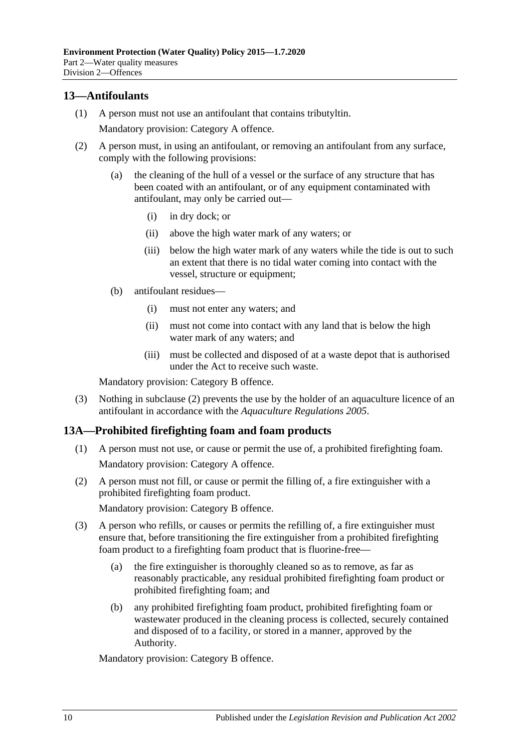## 13—Antifoulants

(1) A person must not use an antifoulant that contains tributyltin.

Mandatory provision: Category A offence.

(2) A person must, in using an antifoulant, or removing an antifoulant from any surface, comply with the following provisions:

(a) the cleaning of the hull of a vessel or the surface of any structure that has been coated with an antifoulant, or of any equipment contaminated with antifoulant, may only be carried out—

(i) in dry dock; or

(ii) above the high water mark of any waters; or

(iii) below the high water mark of any waters while the tide is out to such an extent that there is no tidal water coming into contact with the vessel, structure or equipment;

(b) antifoulant residues—

(i) must not enter any waters; and

(ii) must not come into contact with any land that is below the high water mark of any waters; and

(iii) must be collected and disposed of at a waste depot that is authorised under the Act to receive such waste.

Mandatory provision: Category B offence.

(3) Nothing in subclause (2) prevents the use by the holder of an aquaculture licence of an antifoulant in accordance with the *Aquaculture Regulations 2005*.

## 13A—Prohibited firefighting foam and foam products

(1) A person must not use, or cause or permit the use of, a prohibited firefighting foam.

Mandatory provision: Category A offence.

(2) A person must not fill, or cause or permit the filling of, a fire extinguisher with a prohibited firefighting foam product.

Mandatory provision: Category B offence.

(3) A person who refills, or causes or permits the refilling of, a fire extinguisher must ensure that, before transitioning the fire extinguisher from a prohibited firefighting foam product to a firefighting foam product that is fluorine-free—

(a) the fire extinguisher is thoroughly cleaned so as to remove, as far as reasonably practicable, any residual prohibited firefighting foam product or prohibited firefighting foam; and

(b) any prohibited firefighting foam product, prohibited firefighting foam or wastewater produced in the cleaning process is collected, securely contained and disposed of to a facility, or stored in a manner, approved by the Authority.

Mandatory provision: Category B offence.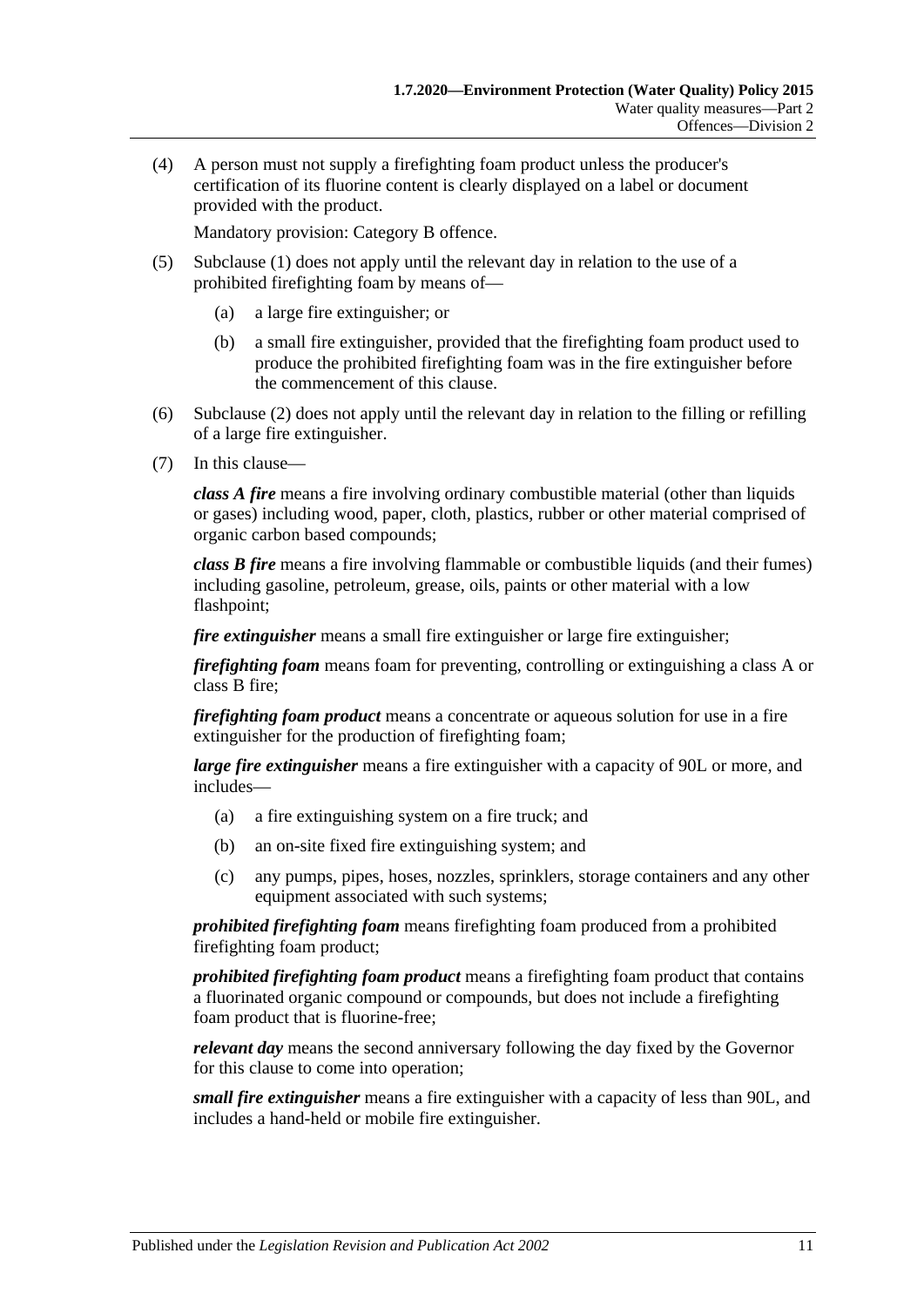(4) A person must not supply a firefighting foam product unless the producer's certification of its fluorine content is clearly displayed on a label or document provided with the product.

Mandatory provision: Category B offence.

(5) Subclause (1) does not apply until the relevant day in relation to the use of a prohibited firefighting foam by means of—

(a) a large fire extinguisher; or

(b) a small fire extinguisher, provided that the firefighting foam product used to produce the prohibited firefighting foam was in the fire extinguisher before the commencement of this clause.

(6) Subclause (2) does not apply until the relevant day in relation to the filling or refilling of a large fire extinguisher.

(7) In this clause—

***class A fire*** means a fire involving ordinary combustible material (other than liquids or gases) including wood, paper, cloth, plastics, rubber or other material comprised of organic carbon based compounds;

***class B fire*** means a fire involving flammable or combustible liquids (and their fumes) including gasoline, petroleum, grease, oils, paints or other material with a low flashpoint;

***fire extinguisher*** means a small fire extinguisher or large fire extinguisher;

***firefighting foam*** means foam for preventing, controlling or extinguishing a class A or class B fire;

***firefighting foam product*** means a concentrate or aqueous solution for use in a fire extinguisher for the production of firefighting foam;

***large fire extinguisher*** means a fire extinguisher with a capacity of 90L or more, and includes—

(a) a fire extinguishing system on a fire truck; and

(b) an on-site fixed fire extinguishing system; and

(c) any pumps, pipes, hoses, nozzles, sprinklers, storage containers and any other equipment associated with such systems;

***prohibited firefighting foam*** means firefighting foam produced from a prohibited firefighting foam product;

***prohibited firefighting foam product*** means a firefighting foam product that contains a fluorinated organic compound or compounds, but does not include a firefighting foam product that is fluorine-free;

***relevant day*** means the second anniversary following the day fixed by the Governor for this clause to come into operation;

***small fire extinguisher*** means a fire extinguisher with a capacity of less than 90L, and includes a hand-held or mobile fire extinguisher.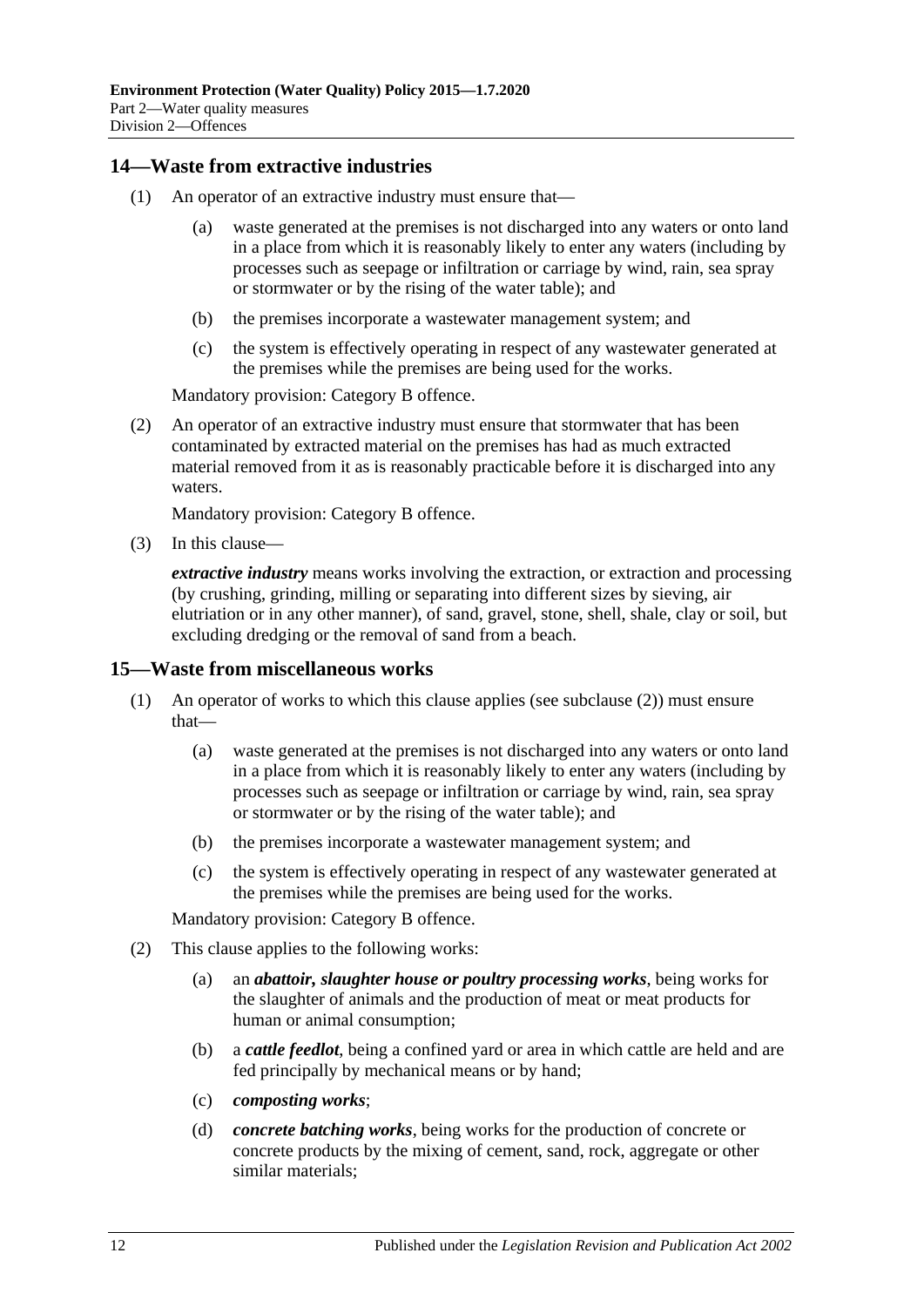## 14—Waste from extractive industries

(1) An operator of an extractive industry must ensure that—

(a) waste generated at the premises is not discharged into any waters or onto land in a place from which it is reasonably likely to enter any waters (including by processes such as seepage or infiltration or carriage by wind, rain, sea spray or stormwater or by the rising of the water table); and

(b) the premises incorporate a wastewater management system; and

(c) the system is effectively operating in respect of any wastewater generated at the premises while the premises are being used for the works.

Mandatory provision: Category B offence.

(2) An operator of an extractive industry must ensure that stormwater that has been contaminated by extracted material on the premises has had as much extracted material removed from it as is reasonably practicable before it is discharged into any waters.

Mandatory provision: Category B offence.

(3) In this clause—

***extractive industry*** means works involving the extraction, or extraction and processing (by crushing, grinding, milling or separating into different sizes by sieving, air elutriation or in any other manner), of sand, gravel, stone, shell, shale, clay or soil, but excluding dredging or the removal of sand from a beach.

## 15—Waste from miscellaneous works

(1) An operator of works to which this clause applies (see subclause (2)) must ensure that—

(a) waste generated at the premises is not discharged into any waters or onto land in a place from which it is reasonably likely to enter any waters (including by processes such as seepage or infiltration or carriage by wind, rain, sea spray or stormwater or by the rising of the water table); and

(b) the premises incorporate a wastewater management system; and

(c) the system is effectively operating in respect of any wastewater generated at the premises while the premises are being used for the works.

Mandatory provision: Category B offence.

(2) This clause applies to the following works:

(a) an ***abattoir, slaughter house or poultry processing works***, being works for the slaughter of animals and the production of meat or meat products for human or animal consumption;

(b) a ***cattle feedlot***, being a confined yard or area in which cattle are held and are fed principally by mechanical means or by hand;

(c) ***composting works***;

(d) ***concrete batching works***, being works for the production of concrete or concrete products by the mixing of cement, sand, rock, aggregate or other similar materials;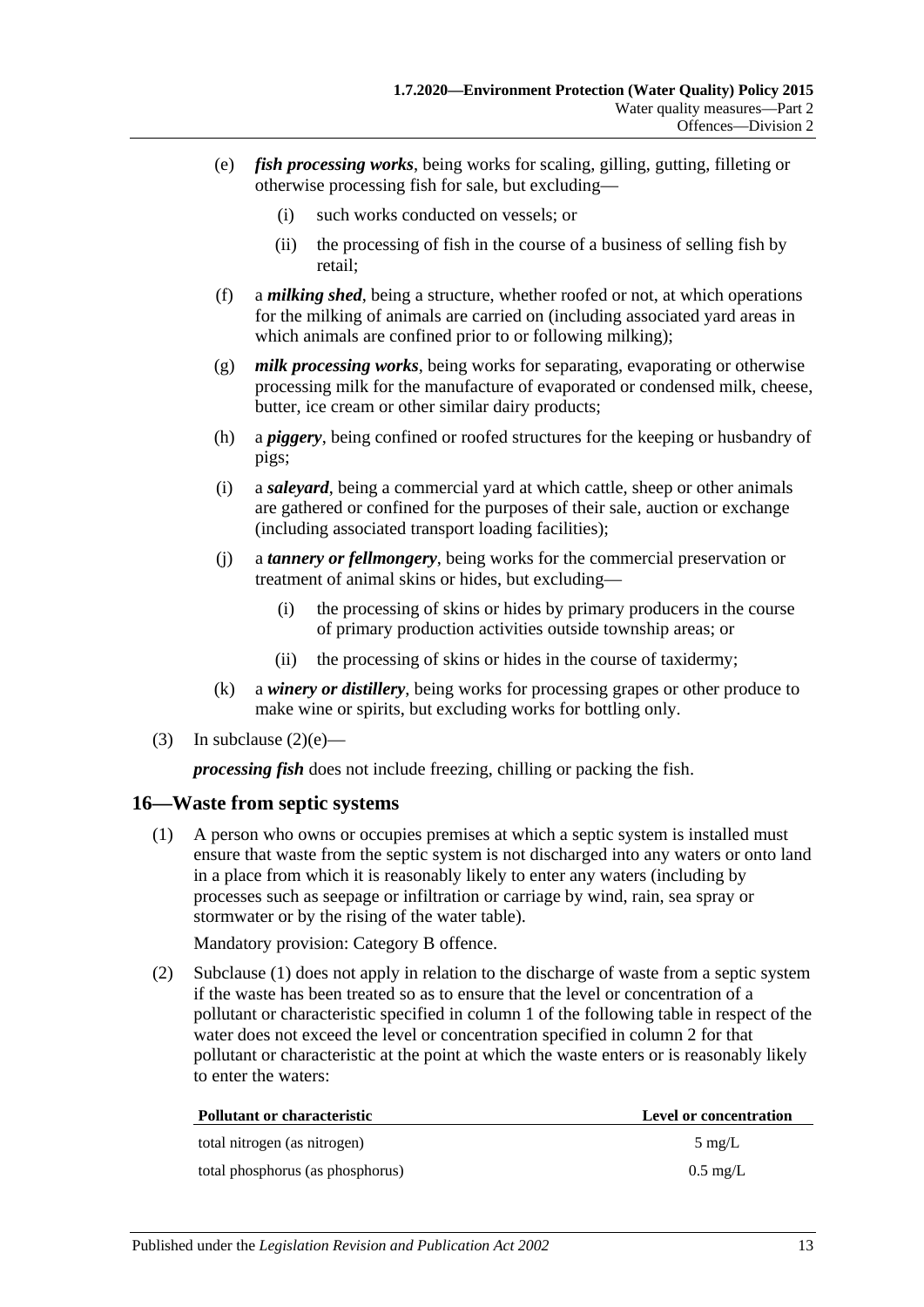(e) ***fish processing works***, being works for scaling, gilling, gutting, filleting or otherwise processing fish for sale, but excluding—

 (i) such works conducted on vessels; or

 (ii) the processing of fish in the course of a business of selling fish by retail;

(f) a ***milking shed***, being a structure, whether roofed or not, at which operations for the milking of animals are carried on (including associated yard areas in which animals are confined prior to or following milking);

(g) ***milk processing works***, being works for separating, evaporating or otherwise processing milk for the manufacture of evaporated or condensed milk, cheese, butter, ice cream or other similar dairy products;

(h) a ***piggery***, being confined or roofed structures for the keeping or husbandry of pigs;

(i) a ***saleyard***, being a commercial yard at which cattle, sheep or other animals are gathered or confined for the purposes of their sale, auction or exchange (including associated transport loading facilities);

(j) a ***tannery or fellmongery***, being works for the commercial preservation or treatment of animal skins or hides, but excluding—

 (i) the processing of skins or hides by primary producers in the course of primary production activities outside township areas; or

 (ii) the processing of skins or hides in the course of taxidermy;

(k) a ***winery or distillery***, being works for processing grapes or other produce to make wine or spirits, but excluding works for bottling only.

(3) In subclause (2)(e)—

***processing fish*** does not include freezing, chilling or packing the fish.

## 16—Waste from septic systems

(1) A person who owns or occupies premises at which a septic system is installed must ensure that waste from the septic system is not discharged into any waters or onto land in a place from which it is reasonably likely to enter any waters (including by processes such as seepage or infiltration or carriage by wind, rain, sea spray or stormwater or by the rising of the water table).

Mandatory provision: Category B offence.

(2) Subclause (1) does not apply in relation to the discharge of waste from a septic system if the waste has been treated so as to ensure that the level or concentration of a pollutant or characteristic specified in column 1 of the following table in respect of the water does not exceed the level or concentration specified in column 2 for that pollutant or characteristic at the point at which the waste enters or is reasonably likely to enter the waters:

| Pollutant or characteristic | Level or concentration |
|---|---|
| total nitrogen (as nitrogen) | 5 mg/L |
| total phosphorus (as phosphorus) | 0.5 mg/L |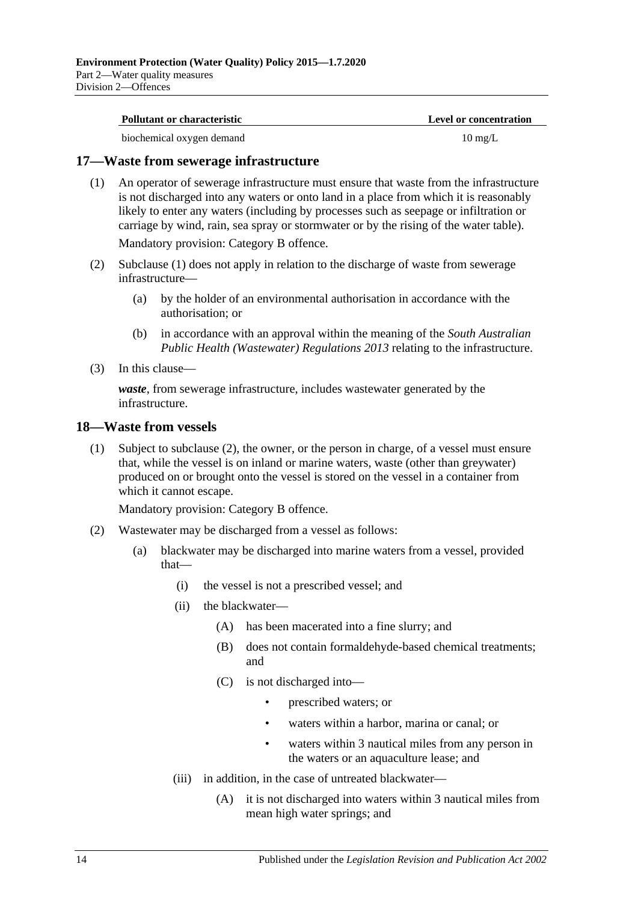| Pollutant or characteristic | Level or concentration |
|---|---|
| biochemical oxygen demand | 10 mg/L |

## 17—Waste from sewerage infrastructure

(1) An operator of sewerage infrastructure must ensure that waste from the infrastructure is not discharged into any waters or onto land in a place from which it is reasonably likely to enter any waters (including by processes such as seepage or infiltration or carriage by wind, rain, sea spray or stormwater or by the rising of the water table).

Mandatory provision: Category B offence.

(2) Subclause (1) does not apply in relation to the discharge of waste from sewerage infrastructure—

(a) by the holder of an environmental authorisation in accordance with the authorisation; or

(b) in accordance with an approval within the meaning of the *South Australian Public Health (Wastewater) Regulations 2013* relating to the infrastructure.

(3) In this clause—

***waste***, from sewerage infrastructure, includes wastewater generated by the infrastructure.

## 18—Waste from vessels

(1) Subject to subclause (2), the owner, or the person in charge, of a vessel must ensure that, while the vessel is on inland or marine waters, waste (other than greywater) produced on or brought onto the vessel is stored on the vessel in a container from which it cannot escape.

Mandatory provision: Category B offence.

(2) Wastewater may be discharged from a vessel as follows:

(a) blackwater may be discharged into marine waters from a vessel, provided that—

(i) the vessel is not a prescribed vessel; and

(ii) the blackwater—

(A) has been macerated into a fine slurry; and

(B) does not contain formaldehyde-based chemical treatments; and

(C) is not discharged into—

- prescribed waters; or
- waters within a harbor, marina or canal; or
- waters within 3 nautical miles from any person in the waters or an aquaculture lease; and

(iii) in addition, in the case of untreated blackwater—

(A) it is not discharged into waters within 3 nautical miles from mean high water springs; and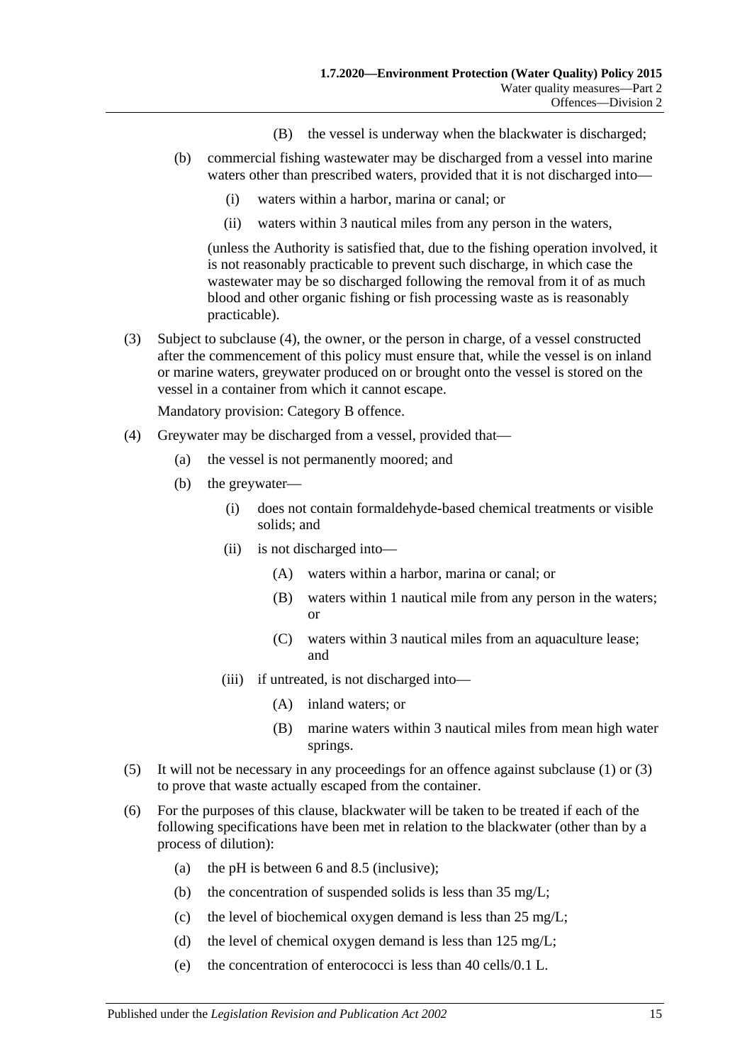(B) the vessel is underway when the blackwater is discharged;

(b) commercial fishing wastewater may be discharged from a vessel into marine waters other than prescribed waters, provided that it is not discharged into—

(i) waters within a harbor, marina or canal; or

(ii) waters within 3 nautical miles from any person in the waters,

(unless the Authority is satisfied that, due to the fishing operation involved, it is not reasonably practicable to prevent such discharge, in which case the wastewater may be so discharged following the removal from it of as much blood and other organic fishing or fish processing waste as is reasonably practicable).

(3) Subject to subclause (4), the owner, or the person in charge, of a vessel constructed after the commencement of this policy must ensure that, while the vessel is on inland or marine waters, greywater produced on or brought onto the vessel is stored on the vessel in a container from which it cannot escape.

Mandatory provision: Category B offence.

(4) Greywater may be discharged from a vessel, provided that—

(a) the vessel is not permanently moored; and

(b) the greywater—

(i) does not contain formaldehyde-based chemical treatments or visible solids; and

(ii) is not discharged into—

(A) waters within a harbor, marina or canal; or

(B) waters within 1 nautical mile from any person in the waters; or

(C) waters within 3 nautical miles from an aquaculture lease; and

(iii) if untreated, is not discharged into—

(A) inland waters; or

(B) marine waters within 3 nautical miles from mean high water springs.

(5) It will not be necessary in any proceedings for an offence against subclause (1) or (3) to prove that waste actually escaped from the container.

(6) For the purposes of this clause, blackwater will be taken to be treated if each of the following specifications have been met in relation to the blackwater (other than by a process of dilution):

(a) the pH is between 6 and 8.5 (inclusive);

(b) the concentration of suspended solids is less than 35 mg/L;

(c) the level of biochemical oxygen demand is less than 25 mg/L;

(d) the level of chemical oxygen demand is less than 125 mg/L;

(e) the concentration of enterococci is less than 40 cells/0.1 L.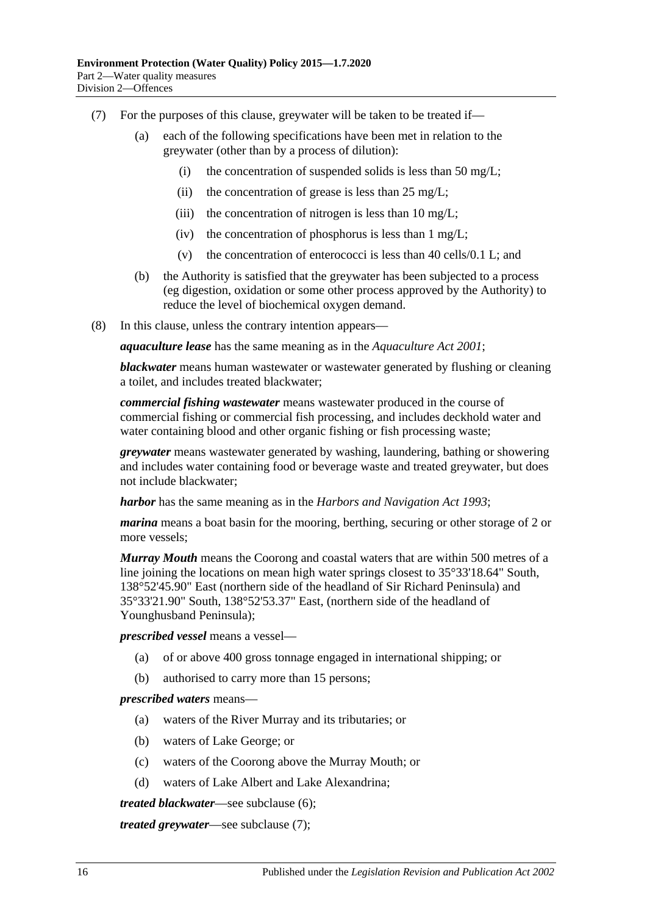(7) For the purposes of this clause, greywater will be taken to be treated if—

(a) each of the following specifications have been met in relation to the greywater (other than by a process of dilution):

(i) the concentration of suspended solids is less than 50 mg/L;

(ii) the concentration of grease is less than 25 mg/L;

(iii) the concentration of nitrogen is less than 10 mg/L;

(iv) the concentration of phosphorus is less than 1 mg/L;

(v) the concentration of enterococci is less than 40 cells/0.1 L; and

(b) the Authority is satisfied that the greywater has been subjected to a process (eg digestion, oxidation or some other process approved by the Authority) to reduce the level of biochemical oxygen demand.

(8) In this clause, unless the contrary intention appears—

***aquaculture lease*** has the same meaning as in the *Aquaculture Act 2001*;

***blackwater*** means human wastewater or wastewater generated by flushing or cleaning a toilet, and includes treated blackwater;

***commercial fishing wastewater*** means wastewater produced in the course of commercial fishing or commercial fish processing, and includes deckhold water and water containing blood and other organic fishing or fish processing waste;

***greywater*** means wastewater generated by washing, laundering, bathing or showering and includes water containing food or beverage waste and treated greywater, but does not include blackwater;

***harbor*** has the same meaning as in the *Harbors and Navigation Act 1993*;

***marina*** means a boat basin for the mooring, berthing, securing or other storage of 2 or more vessels;

***Murray Mouth*** means the Coorong and coastal waters that are within 500 metres of a line joining the locations on mean high water springs closest to 35°33'18.64" South, 138°52'45.90" East (northern side of the headland of Sir Richard Peninsula) and 35°33'21.90" South, 138°52'53.37" East, (northern side of the headland of Younghusband Peninsula);

***prescribed vessel*** means a vessel—

(a) of or above 400 gross tonnage engaged in international shipping; or

(b) authorised to carry more than 15 persons;

***prescribed waters*** means—

(a) waters of the River Murray and its tributaries; or

(b) waters of Lake George; or

(c) waters of the Coorong above the Murray Mouth; or

(d) waters of Lake Albert and Lake Alexandrina;

***treated blackwater***—see subclause (6);

***treated greywater***—see subclause (7);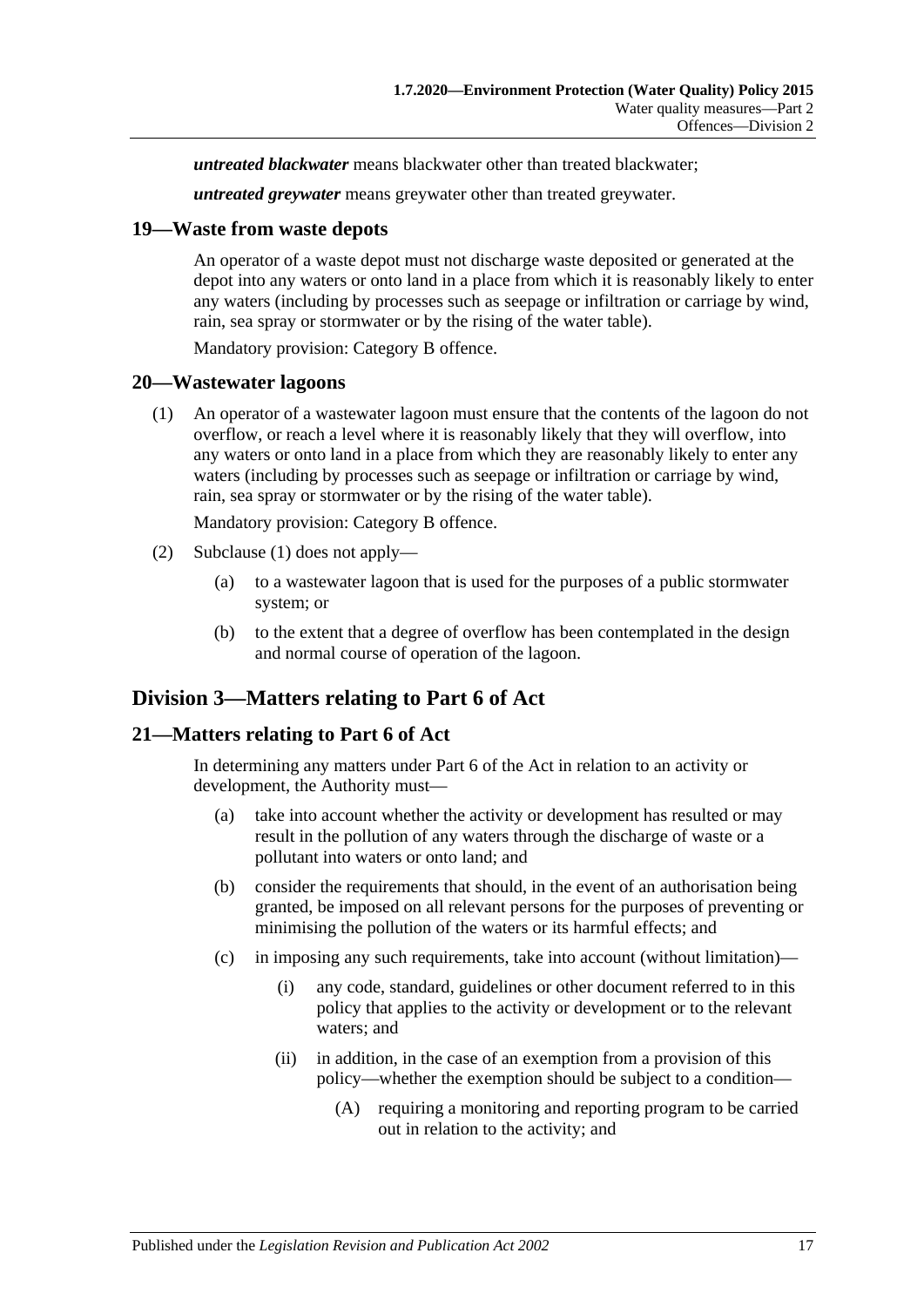***untreated blackwater*** means blackwater other than treated blackwater;

***untreated greywater*** means greywater other than treated greywater.

## 19—Waste from waste depots

An operator of a waste depot must not discharge waste deposited or generated at the depot into any waters or onto land in a place from which it is reasonably likely to enter any waters (including by processes such as seepage or infiltration or carriage by wind, rain, sea spray or stormwater or by the rising of the water table).

Mandatory provision: Category B offence.

## 20—Wastewater lagoons

(1) An operator of a wastewater lagoon must ensure that the contents of the lagoon do not overflow, or reach a level where it is reasonably likely that they will overflow, into any waters or onto land in a place from which they are reasonably likely to enter any waters (including by processes such as seepage or infiltration or carriage by wind, rain, sea spray or stormwater or by the rising of the water table).

Mandatory provision: Category B offence.

(2) Subclause (1) does not apply—

(a) to a wastewater lagoon that is used for the purposes of a public stormwater system; or

(b) to the extent that a degree of overflow has been contemplated in the design and normal course of operation of the lagoon.

# Division 3—Matters relating to Part 6 of Act

## 21—Matters relating to Part 6 of Act

In determining any matters under Part 6 of the Act in relation to an activity or development, the Authority must—

(a) take into account whether the activity or development has resulted or may result in the pollution of any waters through the discharge of waste or a pollutant into waters or onto land; and

(b) consider the requirements that should, in the event of an authorisation being granted, be imposed on all relevant persons for the purposes of preventing or minimising the pollution of the waters or its harmful effects; and

(c) in imposing any such requirements, take into account (without limitation)—

(i) any code, standard, guidelines or other document referred to in this policy that applies to the activity or development or to the relevant waters; and

(ii) in addition, in the case of an exemption from a provision of this policy—whether the exemption should be subject to a condition—

(A) requiring a monitoring and reporting program to be carried out in relation to the activity; and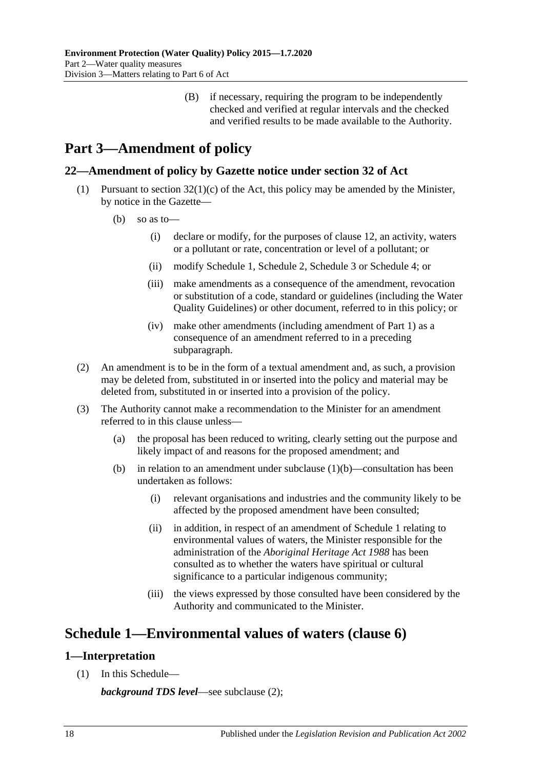(B) if necessary, requiring the program to be independently checked and verified at regular intervals and the checked and verified results to be made available to the Authority.

# Part 3—Amendment of policy

## 22—Amendment of policy by Gazette notice under section 32 of Act

(1) Pursuant to section 32(1)(c) of the Act, this policy may be amended by the Minister, by notice in the Gazette—

(b) so as to—

(i) declare or modify, for the purposes of clause 12, an activity, waters or a pollutant or rate, concentration or level of a pollutant; or

(ii) modify Schedule 1, Schedule 2, Schedule 3 or Schedule 4; or

(iii) make amendments as a consequence of the amendment, revocation or substitution of a code, standard or guidelines (including the Water Quality Guidelines) or other document, referred to in this policy; or

(iv) make other amendments (including amendment of Part 1) as a consequence of an amendment referred to in a preceding subparagraph.

(2) An amendment is to be in the form of a textual amendment and, as such, a provision may be deleted from, substituted in or inserted into the policy and material may be deleted from, substituted in or inserted into a provision of the policy.

(3) The Authority cannot make a recommendation to the Minister for an amendment referred to in this clause unless—

(a) the proposal has been reduced to writing, clearly setting out the purpose and likely impact of and reasons for the proposed amendment; and

(b) in relation to an amendment under subclause (1)(b)—consultation has been undertaken as follows:

(i) relevant organisations and industries and the community likely to be affected by the proposed amendment have been consulted;

(ii) in addition, in respect of an amendment of Schedule 1 relating to environmental values of waters, the Minister responsible for the administration of the *Aboriginal Heritage Act 1988* has been consulted as to whether the waters have spiritual or cultural significance to a particular indigenous community;

(iii) the views expressed by those consulted have been considered by the Authority and communicated to the Minister.

# Schedule 1—Environmental values of waters (clause 6)

## 1—Interpretation

(1) In this Schedule—

***background TDS level***—see subclause (2);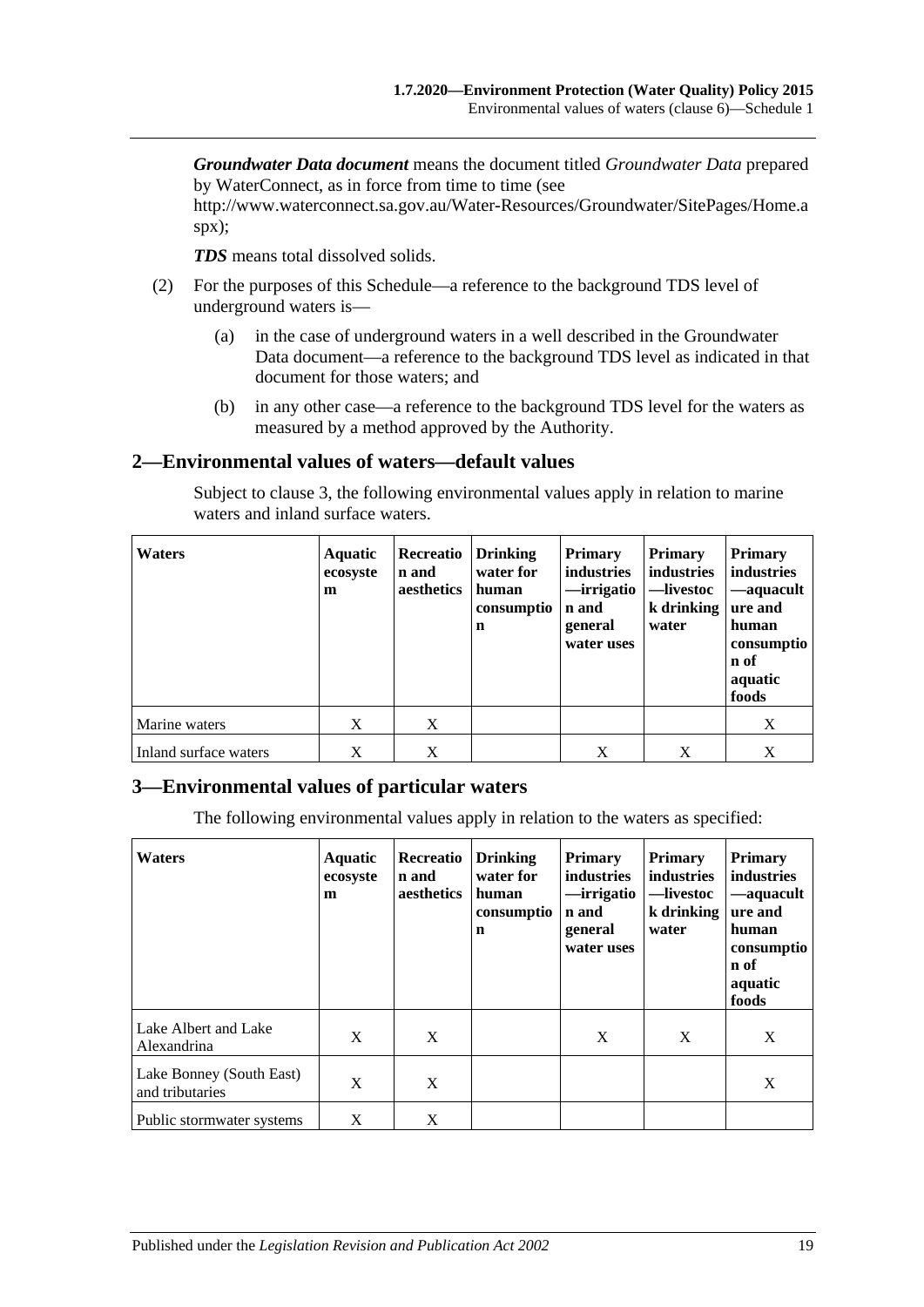***Groundwater Data document*** means the document titled *Groundwater Data* prepared by WaterConnect, as in force from time to time (see http://www.waterconnect.sa.gov.au/Water-Resources/Groundwater/SitePages/Home.aspx);

***TDS*** means total dissolved solids.

(2) For the purposes of this Schedule—a reference to the background TDS level of underground waters is—

(a) in the case of underground waters in a well described in the Groundwater Data document—a reference to the background TDS level as indicated in that document for those waters; and

(b) in any other case—a reference to the background TDS level for the waters as measured by a method approved by the Authority.

## 2—Environmental values of waters—default values

Subject to clause 3, the following environmental values apply in relation to marine waters and inland surface waters.

| Waters | Aquatic ecosystem | Recreation and aesthetics | Drinking water for human consumption | Primary industries—irrigation and general water uses | Primary industries—livestock drinking water | Primary industries—aquaculture and human consumption of aquatic foods |
|---|---|---|---|---|---|---|
| Marine waters | X | X | | | | X |
| Inland surface waters | X | X | | X | X | X |

## 3—Environmental values of particular waters

The following environmental values apply in relation to the waters as specified:

| Waters | Aquatic ecosystem | Recreation and aesthetics | Drinking water for human consumption | Primary industries—irrigation and general water uses | Primary industries—livestock drinking water | Primary industries—aquaculture and human consumption of aquatic foods |
|---|---|---|---|---|---|---|
| Lake Albert and Lake Alexandrina | X | X | | X | X | X |
| Lake Bonney (South East) and tributaries | X | X | | | | X |
| Public stormwater systems | X | X | | | | |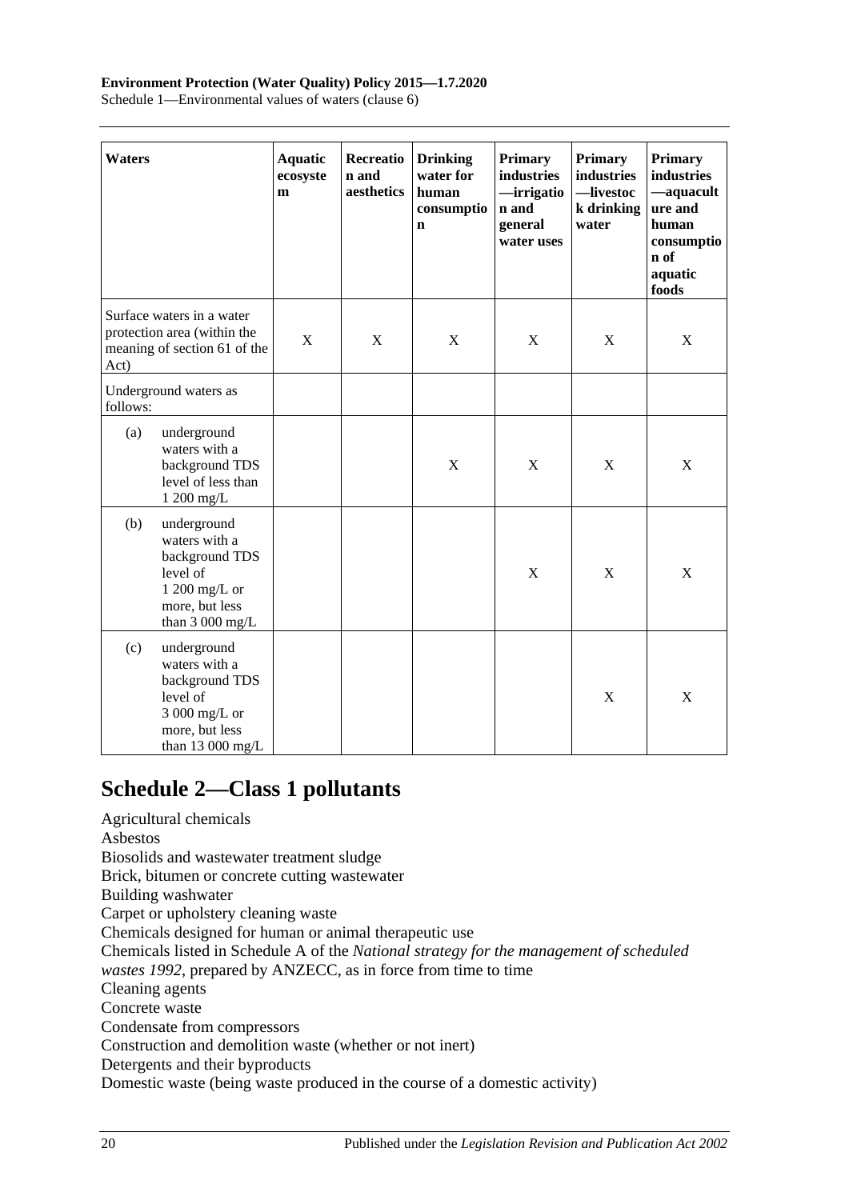| Waters | Aquatic ecosystem | Recreation and aesthetics | Drinking water for human consumption | Primary industries—irrigation and general water uses | Primary industries—livestock drinking water | Primary industries—aquaculture and human consumption of aquatic foods |
|---|---|---|---|---|---|---|
| Surface waters in a water protection area (within the meaning of section 61 of the Act) | X | X | X | X | X | X |
| Underground waters as follows: | | | | | | |
| (a) underground waters with a background TDS level of less than 1 200 mg/L | | | X | X | X | X |
| (b) underground waters with a background TDS level of 1 200 mg/L or more, but less than 3 000 mg/L | | | | X | X | X |
| (c) underground waters with a background TDS level of 3 000 mg/L or more, but less than 13 000 mg/L | | | | | X | X |

# Schedule 2—Class 1 pollutants

Agricultural chemicals
Asbestos
Biosolids and wastewater treatment sludge
Brick, bitumen or concrete cutting wastewater
Building washwater
Carpet or upholstery cleaning waste
Chemicals designed for human or animal therapeutic use
Chemicals listed in Schedule A of the *National strategy for the management of scheduled wastes 1992*, prepared by ANZECC, as in force from time to time
Cleaning agents
Concrete waste
Condensate from compressors
Construction and demolition waste (whether or not inert)
Detergents and their byproducts
Domestic waste (being waste produced in the course of a domestic activity)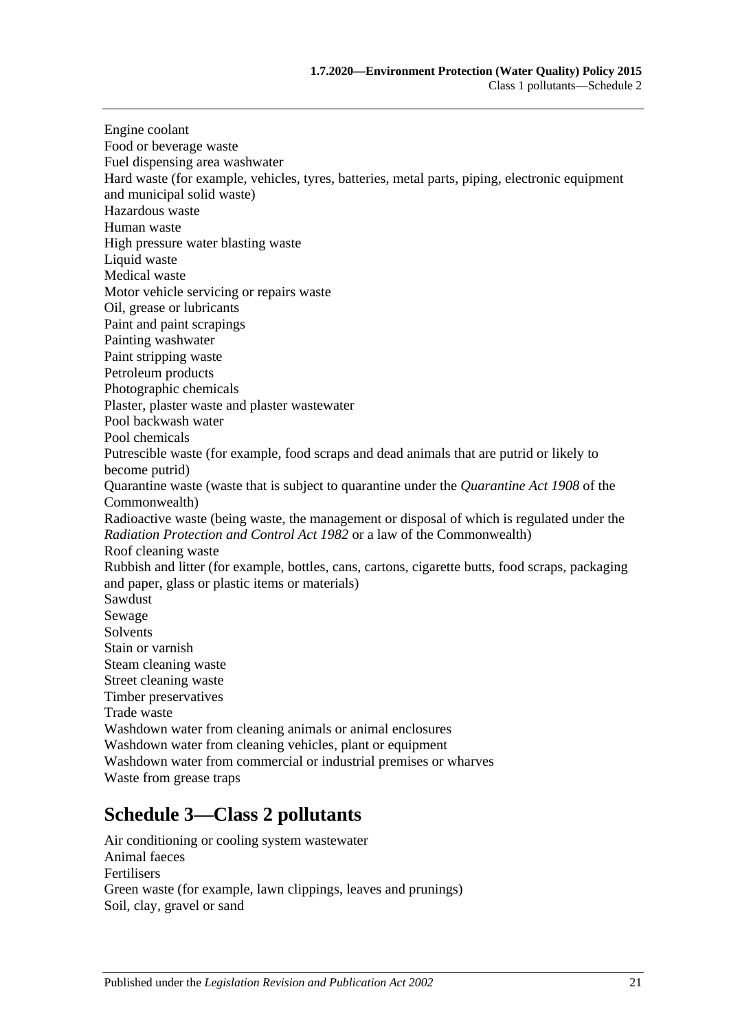Engine coolant
Food or beverage waste
Fuel dispensing area washwater
Hard waste (for example, vehicles, tyres, batteries, metal parts, piping, electronic equipment and municipal solid waste)
Hazardous waste
Human waste
High pressure water blasting waste
Liquid waste
Medical waste
Motor vehicle servicing or repairs waste
Oil, grease or lubricants
Paint and paint scrapings
Painting washwater
Paint stripping waste
Petroleum products
Photographic chemicals
Plaster, plaster waste and plaster wastewater
Pool backwash water
Pool chemicals
Putrescible waste (for example, food scraps and dead animals that are putrid or likely to become putrid)
Quarantine waste (waste that is subject to quarantine under the *Quarantine Act 1908* of the Commonwealth)
Radioactive waste (being waste, the management or disposal of which is regulated under the *Radiation Protection and Control Act 1982* or a law of the Commonwealth)
Roof cleaning waste
Rubbish and litter (for example, bottles, cans, cartons, cigarette butts, food scraps, packaging and paper, glass or plastic items or materials)
Sawdust
Sewage
Solvents
Stain or varnish
Steam cleaning waste
Street cleaning waste
Timber preservatives
Trade waste
Washdown water from cleaning animals or animal enclosures
Washdown water from cleaning vehicles, plant or equipment
Washdown water from commercial or industrial premises or wharves
Waste from grease traps

## Schedule 3—Class 2 pollutants

Air conditioning or cooling system wastewater
Animal faeces
Fertilisers
Green waste (for example, lawn clippings, leaves and prunings)
Soil, clay, gravel or sand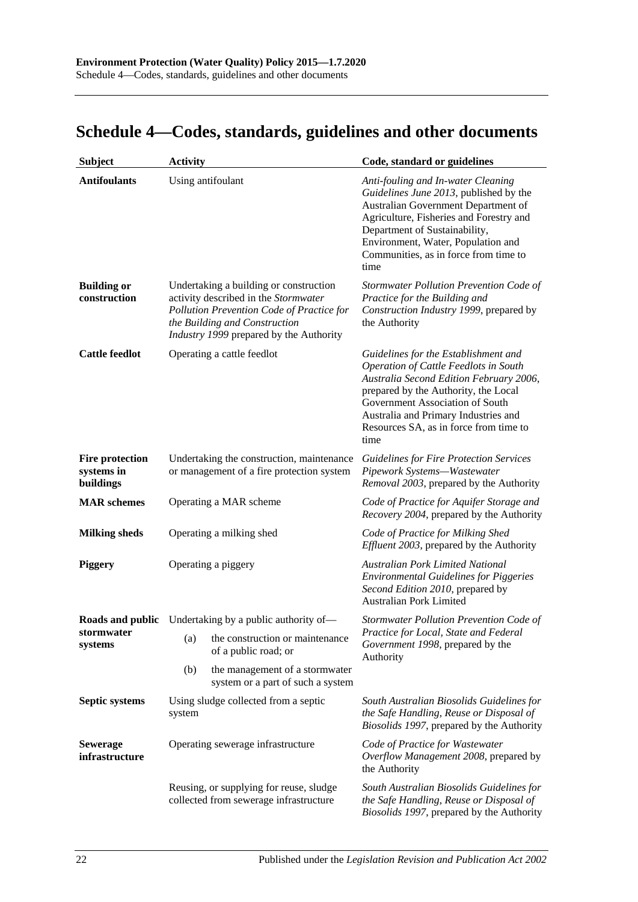# Schedule 4—Codes, standards, guidelines and other documents

| Subject | Activity | Code, standard or guidelines |
|---|---|---|
| **Antifoulants** | Using antifoulant | *Anti-fouling and In-water Cleaning Guidelines June 2013*, published by the Australian Government Department of Agriculture, Fisheries and Forestry and Department of Sustainability, Environment, Water, Population and Communities, as in force from time to time |
| **Building or construction** | Undertaking a building or construction activity described in the *Stormwater Pollution Prevention Code of Practice for the Building and Construction Industry 1999* prepared by the Authority | *Stormwater Pollution Prevention Code of Practice for the Building and Construction Industry 1999*, prepared by the Authority |
| **Cattle feedlot** | Operating a cattle feedlot | *Guidelines for the Establishment and Operation of Cattle Feedlots in South Australia Second Edition February 2006*, prepared by the Authority, the Local Government Association of South Australia and Primary Industries and Resources SA, as in force from time to time |
| **Fire protection systems in buildings** | Undertaking the construction, maintenance or management of a fire protection system | *Guidelines for Fire Protection Services Pipework Systems—Wastewater Removal 2003*, prepared by the Authority |
| **MAR schemes** | Operating a MAR scheme | *Code of Practice for Aquifer Storage and Recovery 2004*, prepared by the Authority |
| **Milking sheds** | Operating a milking shed | *Code of Practice for Milking Shed Effluent 2003*, prepared by the Authority |
| **Piggery** | Operating a piggery | *Australian Pork Limited National Environmental Guidelines for Piggeries Second Edition 2010*, prepared by Australian Pork Limited |
| **Roads and public stormwater systems** | Undertaking by a public authority of—<br>(a) the construction or maintenance of a public road; or<br>(b) the management of a stormwater system or a part of such a system | *Stormwater Pollution Prevention Code of Practice for Local, State and Federal Government 1998*, prepared by the Authority |
| **Septic systems** | Using sludge collected from a septic system | *South Australian Biosolids Guidelines for the Safe Handling, Reuse or Disposal of Biosolids 1997*, prepared by the Authority |
| **Sewerage infrastructure** | Operating sewerage infrastructure | *Code of Practice for Wastewater Overflow Management 2008*, prepared by the Authority |
| | Reusing, or supplying for reuse, sludge collected from sewerage infrastructure | *South Australian Biosolids Guidelines for the Safe Handling, Reuse or Disposal of Biosolids 1997*, prepared by the Authority |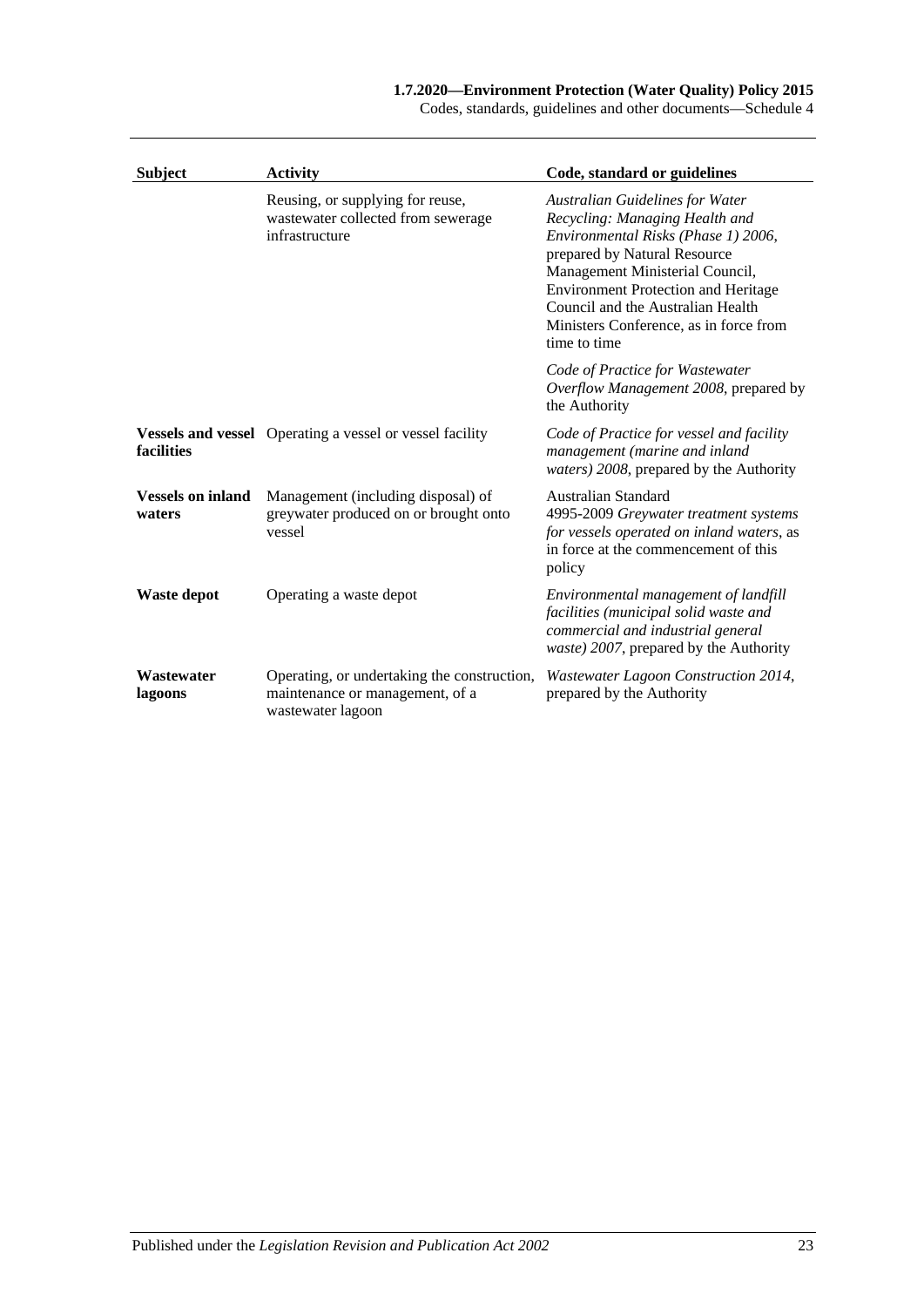| Subject | Activity | Code, standard or guidelines |
|---|---|---|
| | Reusing, or supplying for reuse, wastewater collected from sewerage infrastructure | *Australian Guidelines for Water Recycling: Managing Health and Environmental Risks (Phase 1) 2006*, prepared by Natural Resource Management Ministerial Council, Environment Protection and Heritage Council and the Australian Health Ministers Conference, as in force from time to time<br><br>*Code of Practice for Wastewater Overflow Management 2008*, prepared by the Authority |
| **Vessels and vessel facilities** | Operating a vessel or vessel facility | *Code of Practice for vessel and facility management (marine and inland waters) 2008*, prepared by the Authority |
| **Vessels on inland waters** | Management (including disposal) of greywater produced on or brought onto vessel | Australian Standard 4995-2009 *Greywater treatment systems for vessels operated on inland waters*, as in force at the commencement of this policy |
| **Waste depot** | Operating a waste depot | *Environmental management of landfill facilities (municipal solid waste and commercial and industrial general waste) 2007*, prepared by the Authority |
| **Wastewater lagoons** | Operating, or undertaking the construction, maintenance or management, of a wastewater lagoon | *Wastewater Lagoon Construction 2014*, prepared by the Authority |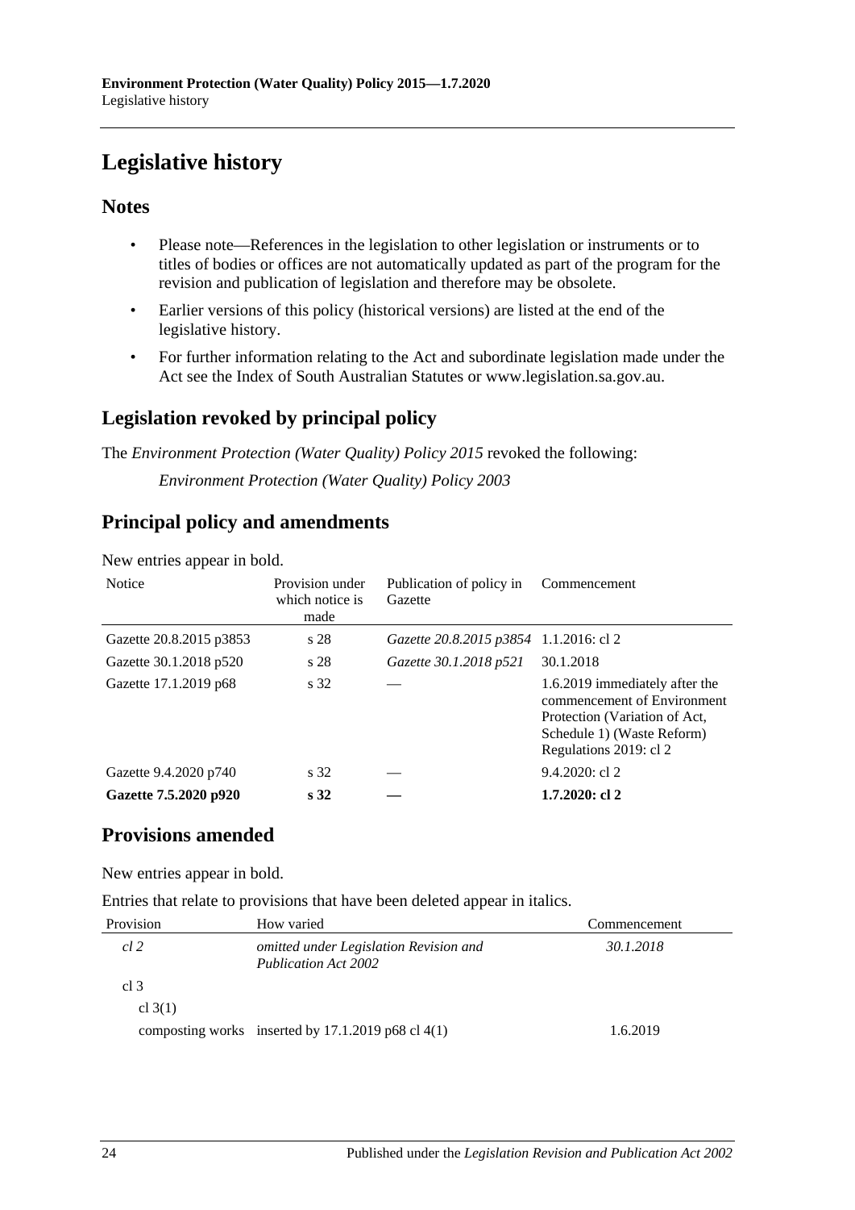# Legislative history

## Notes

- Please note—References in the legislation to other legislation or instruments or to titles of bodies or offices are not automatically updated as part of the program for the revision and publication of legislation and therefore may be obsolete.
- Earlier versions of this policy (historical versions) are listed at the end of the legislative history.
- For further information relating to the Act and subordinate legislation made under the Act see the Index of South Australian Statutes or www.legislation.sa.gov.au.

## Legislation revoked by principal policy

The *Environment Protection (Water Quality) Policy 2015* revoked the following:

*Environment Protection (Water Quality) Policy 2003*

## Principal policy and amendments

New entries appear in bold.

| Notice | Provision under which notice is made | Publication of policy in Gazette | Commencement |
|---|---|---|---|
| Gazette 20.8.2015 p3853 | s 28 | *Gazette 20.8.2015 p3854* | 1.1.2016: cl 2 |
| Gazette 30.1.2018 p520 | s 28 | *Gazette 30.1.2018 p521* | 30.1.2018 |
| Gazette 17.1.2019 p68 | s 32 | — | 1.6.2019 immediately after the commencement of Environment Protection (Variation of Act, Schedule 1) (Waste Reform) Regulations 2019: cl 2 |
| Gazette 9.4.2020 p740 | s 32 | — | 9.4.2020: cl 2 |
| **Gazette 7.5.2020 p920** | **s 32** | **—** | **1.7.2020: cl 2** |

## Provisions amended

New entries appear in bold.

Entries that relate to provisions that have been deleted appear in italics.

| Provision | How varied | Commencement |
|---|---|---|
| *cl 2* | *omitted under Legislation Revision and Publication Act 2002* | *30.1.2018* |
| cl 3 | | |
| cl 3(1) | | |
| composting works | inserted by 17.1.2019 p68 cl 4(1) | 1.6.2019 |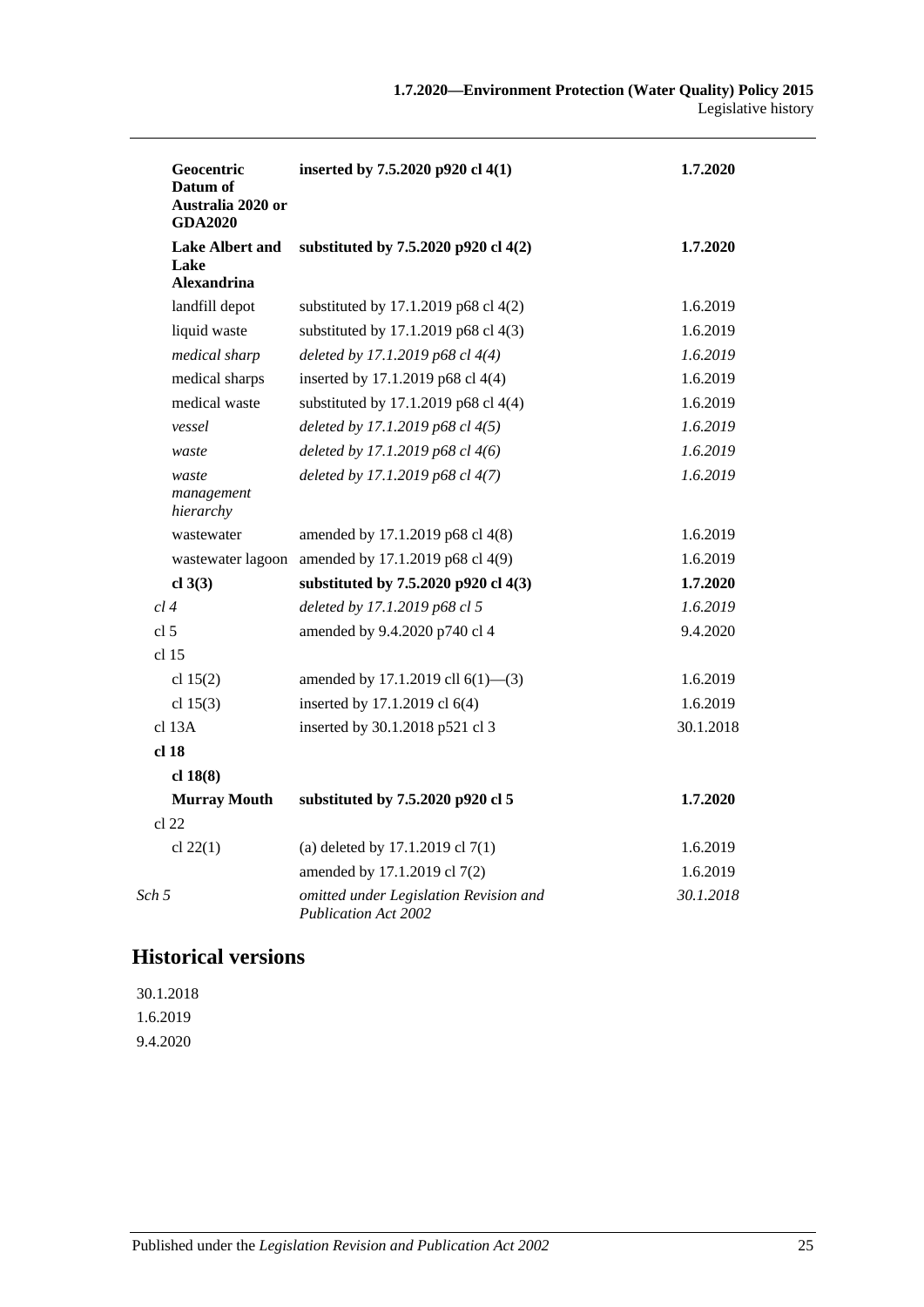| | | |
|---|---|---|
| **Geocentric Datum of Australia 2020 or GDA2020** | **inserted by 7.5.2020 p920 cl 4(1)** | **1.7.2020** |
| **Lake Albert and Lake Alexandrina** | **substituted by 7.5.2020 p920 cl 4(2)** | **1.7.2020** |
| landfill depot | substituted by 17.1.2019 p68 cl 4(2) | 1.6.2019 |
| liquid waste | substituted by 17.1.2019 p68 cl 4(3) | 1.6.2019 |
| *medical sharp* | *deleted by 17.1.2019 p68 cl 4(4)* | *1.6.2019* |
| medical sharps | inserted by 17.1.2019 p68 cl 4(4) | 1.6.2019 |
| medical waste | substituted by 17.1.2019 p68 cl 4(4) | 1.6.2019 |
| *vessel* | *deleted by 17.1.2019 p68 cl 4(5)* | *1.6.2019* |
| *waste* | *deleted by 17.1.2019 p68 cl 4(6)* | *1.6.2019* |
| *waste management hierarchy* | *deleted by 17.1.2019 p68 cl 4(7)* | *1.6.2019* |
| wastewater | amended by 17.1.2019 p68 cl 4(8) | 1.6.2019 |
| wastewater lagoon | amended by 17.1.2019 p68 cl 4(9) | 1.6.2019 |
| **cl 3(3)** | **substituted by 7.5.2020 p920 cl 4(3)** | **1.7.2020** |
| *cl 4* | *deleted by 17.1.2019 p68 cl 5* | *1.6.2019* |
| cl 5 | amended by 9.4.2020 p740 cl 4 | 9.4.2020 |
| cl 15 | | |
| cl 15(2) | amended by 17.1.2019 cll 6(1)—(3) | 1.6.2019 |
| cl 15(3) | inserted by 17.1.2019 cl 6(4) | 1.6.2019 |
| cl 13A | inserted by 30.1.2018 p521 cl 3 | 30.1.2018 |
| **cl 18** | | |
| **cl 18(8)** | | |
| **Murray Mouth** | **substituted by 7.5.2020 p920 cl 5** | **1.7.2020** |
| cl 22 | | |
| cl 22(1) | (a) deleted by 17.1.2019 cl 7(1) | 1.6.2019 |
| | amended by 17.1.2019 cl 7(2) | 1.6.2019 |
| *Sch 5* | *omitted under Legislation Revision and Publication Act 2002* | *30.1.2018* |

## Historical versions

30.1.2018

1.6.2019

9.4.2020